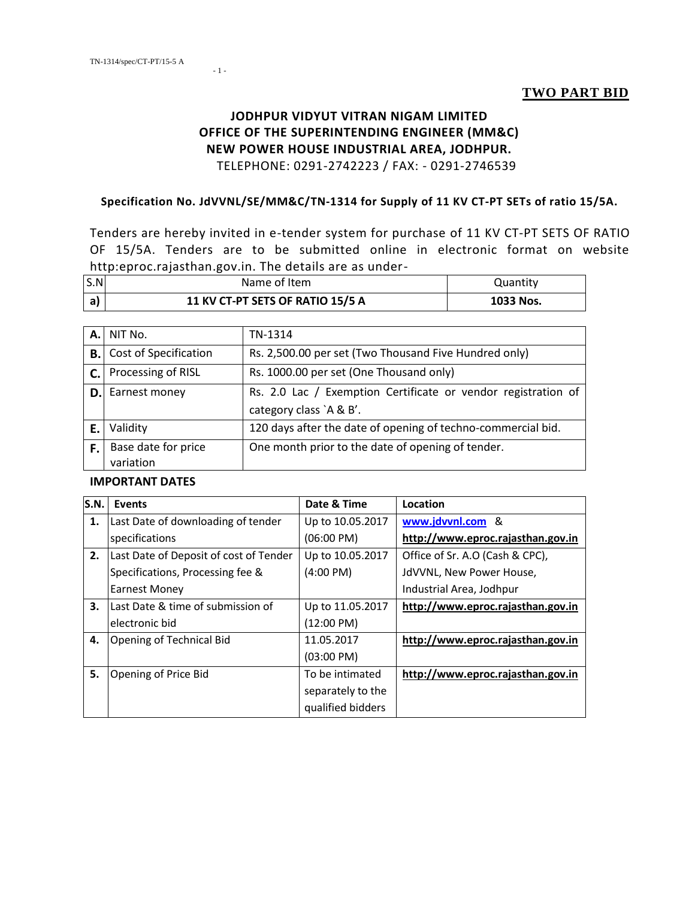**TWO PART BID**

# JODHPUR VIDYUT VITRAN NIGAM LIMITED
## OFFICE OF THE SUPERINTENDING ENGINEER (MM&C)
## NEW POWER HOUSE INDUSTRIAL AREA, JODHPUR.

TELEPHONE: 0291-2742223 / FAX: - 0291-2746539

**Specification No. JdVVNL/SE/MM&C/TN-1314 for Supply of 11 KV CT-PT SETs of ratio 15/5A.**

Tenders are hereby invited in e-tender system for purchase of 11 KV CT-PT SETS OF RATIO OF 15/5A. Tenders are to be submitted online in electronic format on website http:eproc.rajasthan.gov.in. The details are as under-

| S.N | Name of Item | Quantity |
|---|---|---|
| **a)** | **11 KV CT-PT SETS OF RATIO 15/5 A** | **1033 Nos.** |

| | | |
|---|---|---|
| **A.** | NIT No. | TN-1314 |
| **B.** | Cost of Specification | Rs. 2,500.00 per set (Two Thousand Five Hundred only) |
| **C.** | Processing of RISL | Rs. 1000.00 per set (One Thousand only) |
| **D.** | Earnest money | Rs. 2.0 Lac / Exemption Certificate or vendor registration of category class `A & B'. |
| **E.** | Validity | 120 days after the date of opening of techno-commercial bid. |
| **F.** | Base date for price variation | One month prior to the date of opening of tender. |

**IMPORTANT DATES**

| S.N. | Events | Date & Time | Location |
|---|---|---|---|
| **1.** | Last Date of downloading of tender specifications | Up to 10.05.2017 (06:00 PM) | **www.jdvvnl.com** & **http://www.eproc.rajasthan.gov.in** |
| **2.** | Last Date of Deposit of cost of Tender Specifications, Processing fee & Earnest Money | Up to 10.05.2017 (4:00 PM) | Office of Sr. A.O (Cash & CPC), JdVVNL, New Power House, Industrial Area, Jodhpur |
| **3.** | Last Date & time of submission of electronic bid | Up to 11.05.2017 (12:00 PM) | **http://www.eproc.rajasthan.gov.in** |
| **4.** | Opening of Technical Bid | 11.05.2017 (03:00 PM) | **http://www.eproc.rajasthan.gov.in** |
| **5.** | Opening of Price Bid | To be intimated separately to the qualified bidders | **http://www.eproc.rajasthan.gov.in** |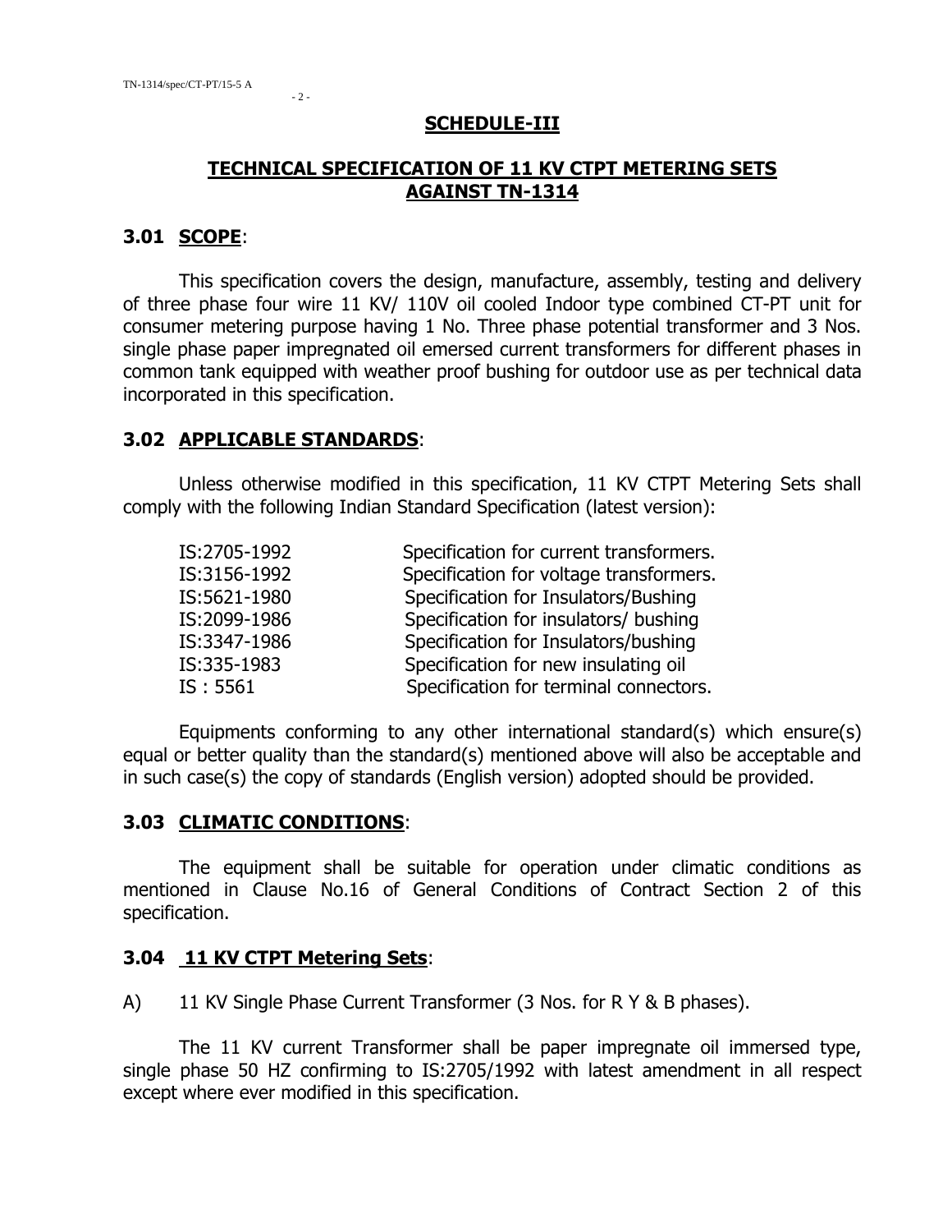## SCHEDULE-III

## TECHNICAL SPECIFICATION OF 11 KV CTPT METERING SETS AGAINST TN-1314

### 3.01 SCOPE:

This specification covers the design, manufacture, assembly, testing and delivery of three phase four wire 11 KV/ 110V oil cooled Indoor type combined CT-PT unit for consumer metering purpose having 1 No. Three phase potential transformer and 3 Nos. single phase paper impregnated oil emersed current transformers for different phases in common tank equipped with weather proof bushing for outdoor use as per technical data incorporated in this specification.

### 3.02 APPLICABLE STANDARDS:

Unless otherwise modified in this specification, 11 KV CTPT Metering Sets shall comply with the following Indian Standard Specification (latest version):

| | |
|---|---|
| IS:2705-1992 | Specification for current transformers. |
| IS:3156-1992 | Specification for voltage transformers. |
| IS:5621-1980 | Specification for Insulators/Bushing |
| IS:2099-1986 | Specification for insulators/ bushing |
| IS:3347-1986 | Specification for Insulators/bushing |
| IS:335-1983 | Specification for new insulating oil |
| IS : 5561 | Specification for terminal connectors. |

Equipments conforming to any other international standard(s) which ensure(s) equal or better quality than the standard(s) mentioned above will also be acceptable and in such case(s) the copy of standards (English version) adopted should be provided.

### 3.03 CLIMATIC CONDITIONS:

The equipment shall be suitable for operation under climatic conditions as mentioned in Clause No.16 of General Conditions of Contract Section 2 of this specification.

### 3.04 11 KV CTPT Metering Sets:

A) 11 KV Single Phase Current Transformer (3 Nos. for R Y & B phases).

The 11 KV current Transformer shall be paper impregnate oil immersed type, single phase 50 HZ confirming to IS:2705/1992 with latest amendment in all respect except where ever modified in this specification.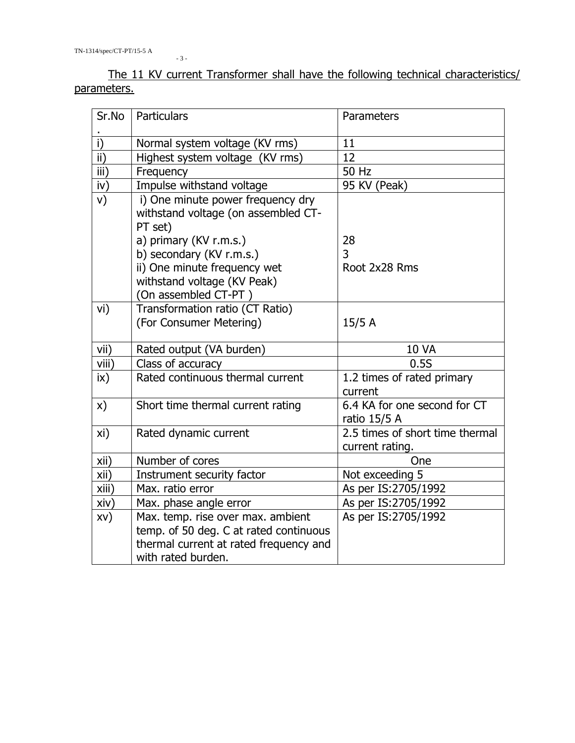The 11 KV current Transformer shall have the following technical characteristics/ parameters.

| Sr.No. | Particulars | Parameters |
|---|---|---|
| i) | Normal system voltage (KV rms) | 11 |
| ii) | Highest system voltage (KV rms) | 12 |
| iii) | Frequency | 50 Hz |
| iv) | Impulse withstand voltage | 95 KV (Peak) |
| v) | i) One minute power frequency dry withstand voltage (on assembled CT-PT set)<br>a) primary (KV r.m.s.)<br>b) secondary (KV r.m.s.)<br>ii) One minute frequency wet withstand voltage (KV Peak)<br>(On assembled CT-PT ) | <br><br>28<br>3<br>Root 2x28 Rms |
| vi) | Transformation ratio (CT Ratio)<br>(For Consumer Metering) | 15/5 A |
| vii) | Rated output (VA burden) | 10 VA |
| viii) | Class of accuracy | 0.5S |
| ix) | Rated continuous thermal current | 1.2 times of rated primary current |
| x) | Short time thermal current rating | 6.4 KA for one second for CT ratio 15/5 A |
| xi) | Rated dynamic current | 2.5 times of short time thermal current rating. |
| xii) | Number of cores | One |
| xii) | Instrument security factor | Not exceeding 5 |
| xiii) | Max. ratio error | As per IS:2705/1992 |
| xiv) | Max. phase angle error | As per IS:2705/1992 |
| xv) | Max. temp. rise over max. ambient temp. of 50 deg. C at rated continuous thermal current at rated frequency and with rated burden. | As per IS:2705/1992 |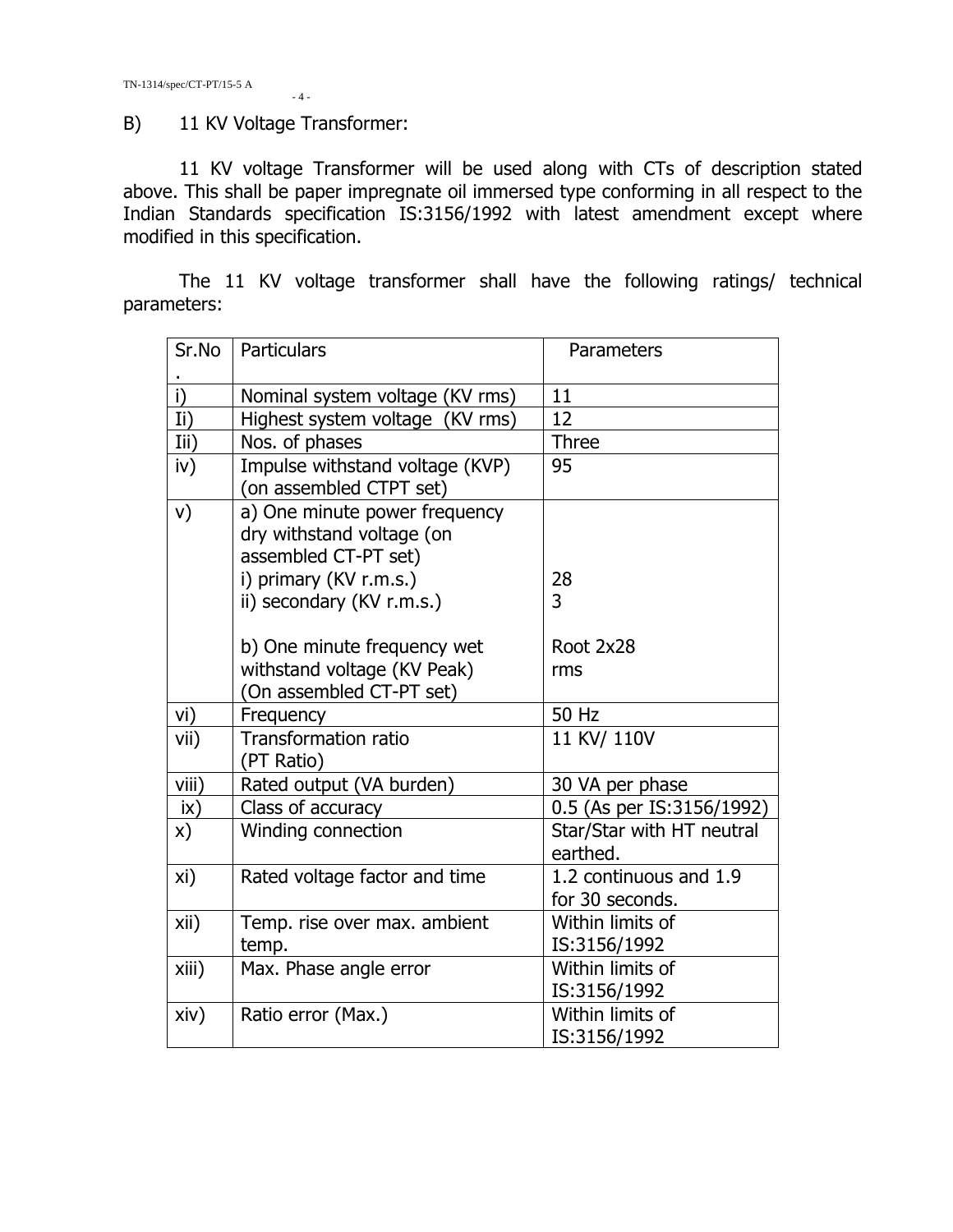## B) 11 KV Voltage Transformer:

11 KV voltage Transformer will be used along with CTs of description stated above. This shall be paper impregnate oil immersed type conforming in all respect to the Indian Standards specification IS:3156/1992 with latest amendment except where modified in this specification.

The 11 KV voltage transformer shall have the following ratings/ technical parameters:

| Sr.No. | Particulars | Parameters |
|---|---|---|
| i) | Nominal system voltage (KV rms) | 11 |
| Ii) | Highest system voltage (KV rms) | 12 |
| Iii) | Nos. of phases | Three |
| iv) | Impulse withstand voltage (KVP) (on assembled CTPT set) | 95 |
| v) | a) One minute power frequency dry withstand voltage (on assembled CT-PT set)<br>i) primary (KV r.m.s.)<br>ii) secondary (KV r.m.s.)<br><br>b) One minute frequency wet withstand voltage (KV Peak) (On assembled CT-PT set) | <br><br><br>28<br>3<br><br>Root 2x28 rms |
| vi) | Frequency | 50 Hz |
| vii) | Transformation ratio (PT Ratio) | 11 KV/ 110V |
| viii) | Rated output (VA burden) | 30 VA per phase |
| ix) | Class of accuracy | 0.5 (As per IS:3156/1992) |
| x) | Winding connection | Star/Star with HT neutral earthed. |
| xi) | Rated voltage factor and time | 1.2 continuous and 1.9 for 30 seconds. |
| xii) | Temp. rise over max. ambient temp. | Within limits of IS:3156/1992 |
| xiii) | Max. Phase angle error | Within limits of IS:3156/1992 |
| xiv) | Ratio error (Max.) | Within limits of IS:3156/1992 |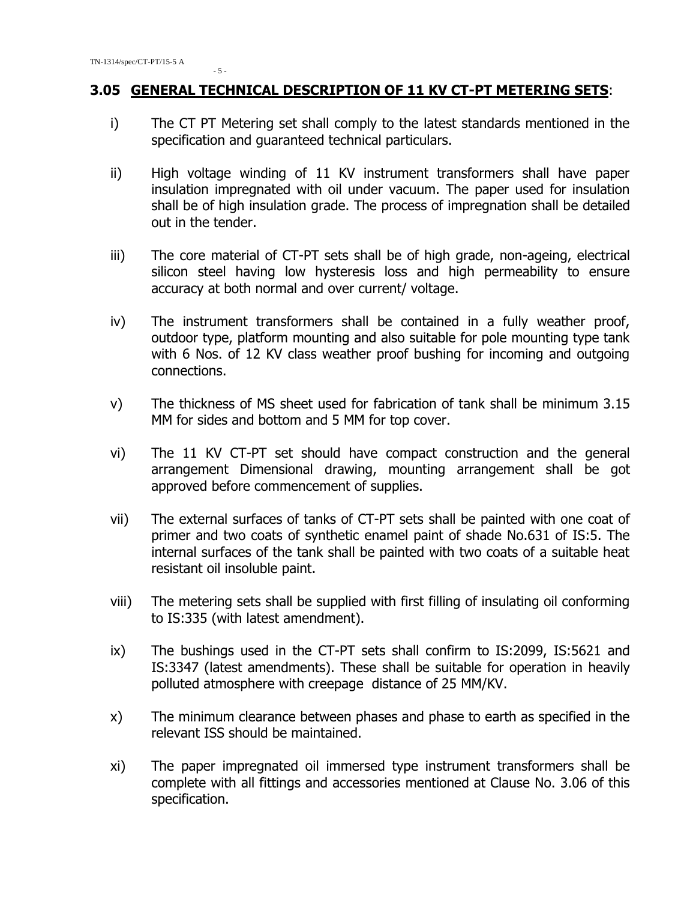## 3.05 <u>GENERAL TECHNICAL DESCRIPTION OF 11 KV CT-PT METERING SETS</u>:

i) The CT PT Metering set shall comply to the latest standards mentioned in the specification and guaranteed technical particulars.

ii) High voltage winding of 11 KV instrument transformers shall have paper insulation impregnated with oil under vacuum. The paper used for insulation shall be of high insulation grade. The process of impregnation shall be detailed out in the tender.

iii) The core material of CT-PT sets shall be of high grade, non-ageing, electrical silicon steel having low hysteresis loss and high permeability to ensure accuracy at both normal and over current/ voltage.

iv) The instrument transformers shall be contained in a fully weather proof, outdoor type, platform mounting and also suitable for pole mounting type tank with 6 Nos. of 12 KV class weather proof bushing for incoming and outgoing connections.

v) The thickness of MS sheet used for fabrication of tank shall be minimum 3.15 MM for sides and bottom and 5 MM for top cover.

vi) The 11 KV CT-PT set should have compact construction and the general arrangement Dimensional drawing, mounting arrangement shall be got approved before commencement of supplies.

vii) The external surfaces of tanks of CT-PT sets shall be painted with one coat of primer and two coats of synthetic enamel paint of shade No.631 of IS:5. The internal surfaces of the tank shall be painted with two coats of a suitable heat resistant oil insoluble paint.

viii) The metering sets shall be supplied with first filling of insulating oil conforming to IS:335 (with latest amendment).

ix) The bushings used in the CT-PT sets shall confirm to IS:2099, IS:5621 and IS:3347 (latest amendments). These shall be suitable for operation in heavily polluted atmosphere with creepage distance of 25 MM/KV.

x) The minimum clearance between phases and phase to earth as specified in the relevant ISS should be maintained.

xi) The paper impregnated oil immersed type instrument transformers shall be complete with all fittings and accessories mentioned at Clause No. 3.06 of this specification.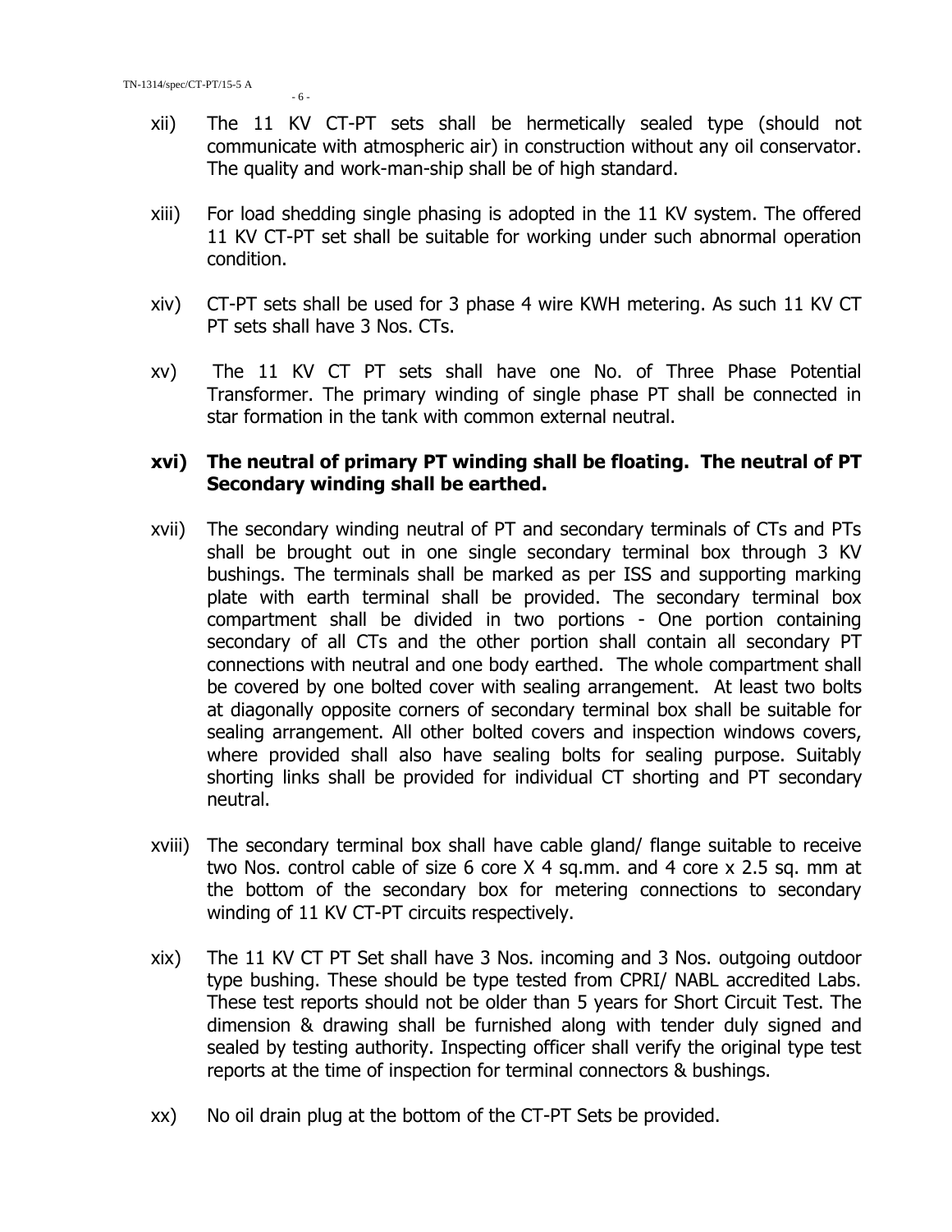xii) The 11 KV CT-PT sets shall be hermetically sealed type (should not communicate with atmospheric air) in construction without any oil conservator. The quality and work-man-ship shall be of high standard.

xiii) For load shedding single phasing is adopted in the 11 KV system. The offered 11 KV CT-PT set shall be suitable for working under such abnormal operation condition.

xiv) CT-PT sets shall be used for 3 phase 4 wire KWH metering. As such 11 KV CT PT sets shall have 3 Nos. CTs.

xv) The 11 KV CT PT sets shall have one No. of Three Phase Potential Transformer. The primary winding of single phase PT shall be connected in star formation in the tank with common external neutral.

**xvi) The neutral of primary PT winding shall be floating. The neutral of PT Secondary winding shall be earthed.**

xvii) The secondary winding neutral of PT and secondary terminals of CTs and PTs shall be brought out in one single secondary terminal box through 3 KV bushings. The terminals shall be marked as per ISS and supporting marking plate with earth terminal shall be provided. The secondary terminal box compartment shall be divided in two portions - One portion containing secondary of all CTs and the other portion shall contain all secondary PT connections with neutral and one body earthed. The whole compartment shall be covered by one bolted cover with sealing arrangement. At least two bolts at diagonally opposite corners of secondary terminal box shall be suitable for sealing arrangement. All other bolted covers and inspection windows covers, where provided shall also have sealing bolts for sealing purpose. Suitably shorting links shall be provided for individual CT shorting and PT secondary neutral.

xviii) The secondary terminal box shall have cable gland/ flange suitable to receive two Nos. control cable of size 6 core X 4 sq.mm. and 4 core x 2.5 sq. mm at the bottom of the secondary box for metering connections to secondary winding of 11 KV CT-PT circuits respectively.

xix) The 11 KV CT PT Set shall have 3 Nos. incoming and 3 Nos. outgoing outdoor type bushing. These should be type tested from CPRI/ NABL accredited Labs. These test reports should not be older than 5 years for Short Circuit Test. The dimension & drawing shall be furnished along with tender duly signed and sealed by testing authority. Inspecting officer shall verify the original type test reports at the time of inspection for terminal connectors & bushings.

xx) No oil drain plug at the bottom of the CT-PT Sets be provided.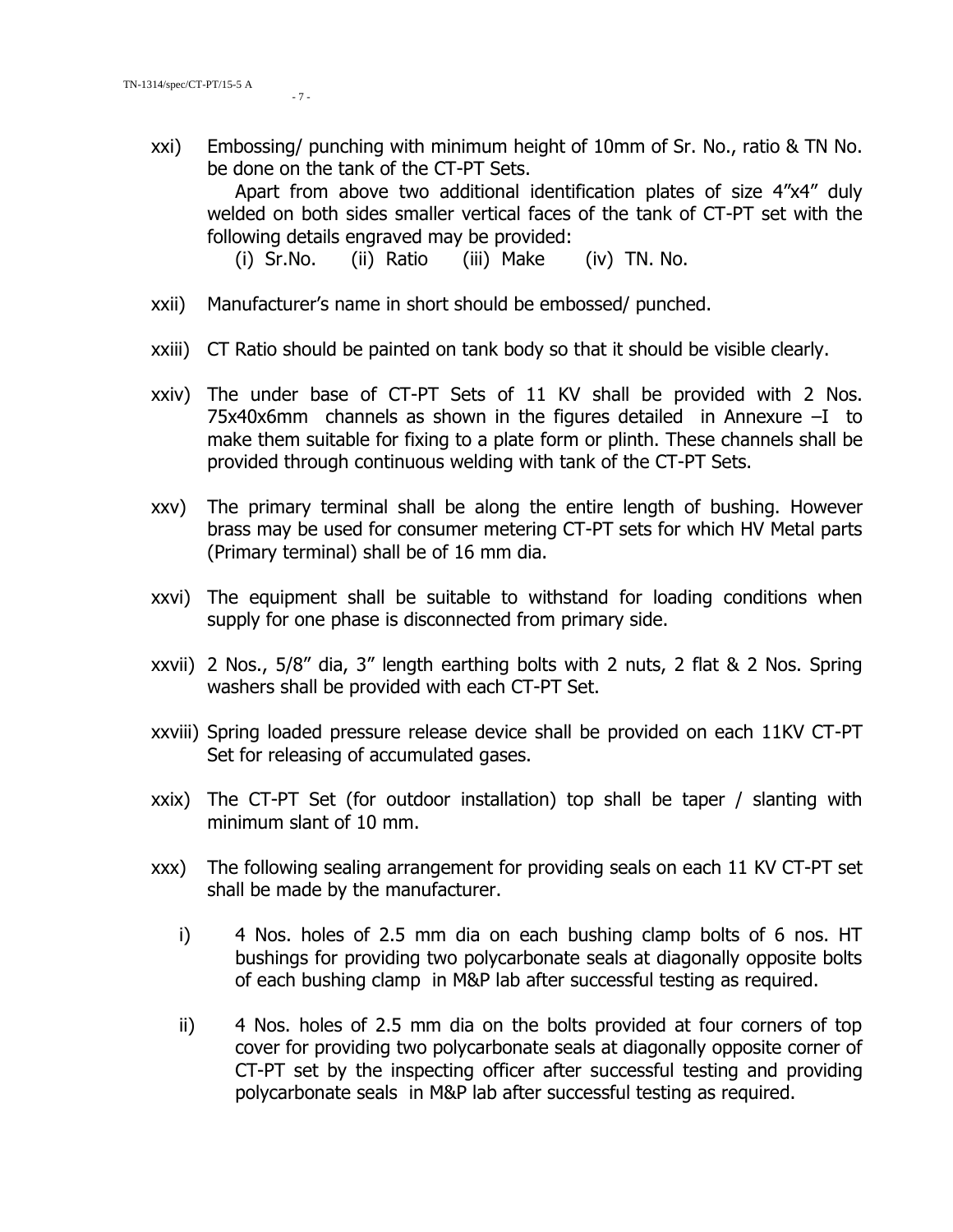xxi) Embossing/ punching with minimum height of 10mm of Sr. No., ratio & TN No. be done on the tank of the CT-PT Sets.

Apart from above two additional identification plates of size 4"x4" duly welded on both sides smaller vertical faces of the tank of CT-PT set with the following details engraved may be provided:

(i) Sr.No. (ii) Ratio (iii) Make (iv) TN. No.

xxii) Manufacturer's name in short should be embossed/ punched.

xxiii) CT Ratio should be painted on tank body so that it should be visible clearly.

xxiv) The under base of CT-PT Sets of 11 KV shall be provided with 2 Nos. 75x40x6mm channels as shown in the figures detailed in Annexure –I to make them suitable for fixing to a plate form or plinth. These channels shall be provided through continuous welding with tank of the CT-PT Sets.

xxv) The primary terminal shall be along the entire length of bushing. However brass may be used for consumer metering CT-PT sets for which HV Metal parts (Primary terminal) shall be of 16 mm dia.

xxvi) The equipment shall be suitable to withstand for loading conditions when supply for one phase is disconnected from primary side.

xxvii) 2 Nos., 5/8" dia, 3" length earthing bolts with 2 nuts, 2 flat & 2 Nos. Spring washers shall be provided with each CT-PT Set.

xxviii) Spring loaded pressure release device shall be provided on each 11KV CT-PT Set for releasing of accumulated gases.

xxix) The CT-PT Set (for outdoor installation) top shall be taper / slanting with minimum slant of 10 mm.

xxx) The following sealing arrangement for providing seals on each 11 KV CT-PT set shall be made by the manufacturer.

i) 4 Nos. holes of 2.5 mm dia on each bushing clamp bolts of 6 nos. HT bushings for providing two polycarbonate seals at diagonally opposite bolts of each bushing clamp in M&P lab after successful testing as required.

ii) 4 Nos. holes of 2.5 mm dia on the bolts provided at four corners of top cover for providing two polycarbonate seals at diagonally opposite corner of CT-PT set by the inspecting officer after successful testing and providing polycarbonate seals in M&P lab after successful testing as required.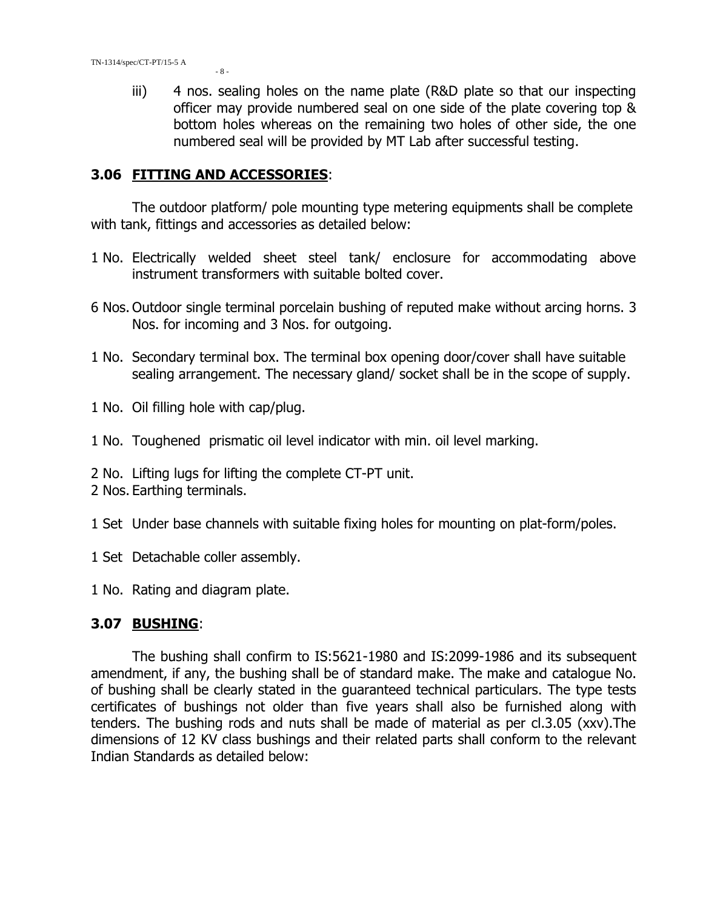iii) 4 nos. sealing holes on the name plate (R&D plate so that our inspecting officer may provide numbered seal on one side of the plate covering top & bottom holes whereas on the remaining two holes of other side, the one numbered seal will be provided by MT Lab after successful testing.

### 3.06 FITTING AND ACCESSORIES:

The outdoor platform/ pole mounting type metering equipments shall be complete with tank, fittings and accessories as detailed below:

1 No. Electrically welded sheet steel tank/ enclosure for accommodating above instrument transformers with suitable bolted cover.

6 Nos. Outdoor single terminal porcelain bushing of reputed make without arcing horns. 3 Nos. for incoming and 3 Nos. for outgoing.

1 No. Secondary terminal box. The terminal box opening door/cover shall have suitable sealing arrangement. The necessary gland/ socket shall be in the scope of supply.

1 No. Oil filling hole with cap/plug.

1 No. Toughened prismatic oil level indicator with min. oil level marking.

2 No. Lifting lugs for lifting the complete CT-PT unit.
2 Nos. Earthing terminals.

1 Set Under base channels with suitable fixing holes for mounting on plat-form/poles.

1 Set Detachable coller assembly.

1 No. Rating and diagram plate.

### 3.07 BUSHING:

The bushing shall confirm to IS:5621-1980 and IS:2099-1986 and its subsequent amendment, if any, the bushing shall be of standard make. The make and catalogue No. of bushing shall be clearly stated in the guaranteed technical particulars. The type tests certificates of bushings not older than five years shall also be furnished along with tenders. The bushing rods and nuts shall be made of material as per cl.3.05 (xxv).The dimensions of 12 KV class bushings and their related parts shall conform to the relevant Indian Standards as detailed below: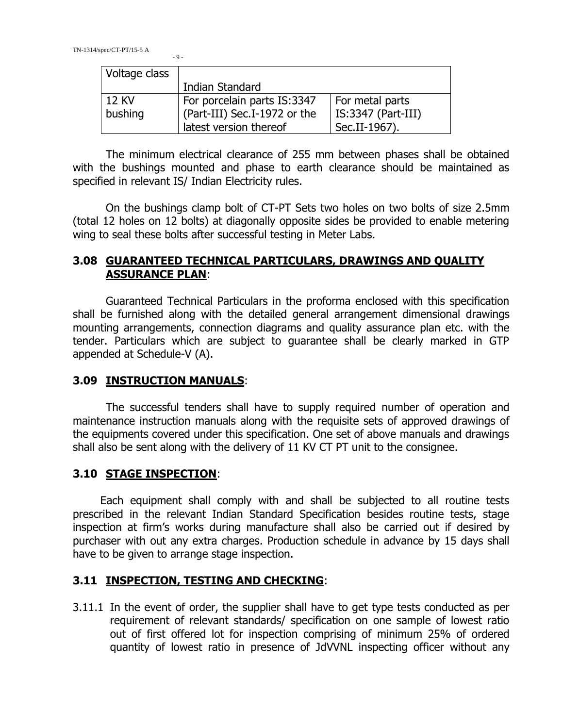| Voltage class | Indian Standard | |
|---|---|---|
| 12 KV bushing | For porcelain parts IS:3347 (Part-III) Sec.I-1972 or the latest version thereof | For metal parts IS:3347 (Part-III) Sec.II-1967). |

The minimum electrical clearance of 255 mm between phases shall be obtained with the bushings mounted and phase to earth clearance should be maintained as specified in relevant IS/ Indian Electricity rules.

On the bushings clamp bolt of CT-PT Sets two holes on two bolts of size 2.5mm (total 12 holes on 12 bolts) at diagonally opposite sides be provided to enable metering wing to seal these bolts after successful testing in Meter Labs.

## 3.08 GUARANTEED TECHNICAL PARTICULARS, DRAWINGS AND QUALITY ASSURANCE PLAN:

Guaranteed Technical Particulars in the proforma enclosed with this specification shall be furnished along with the detailed general arrangement dimensional drawings mounting arrangements, connection diagrams and quality assurance plan etc. with the tender. Particulars which are subject to guarantee shall be clearly marked in GTP appended at Schedule-V (A).

## 3.09 INSTRUCTION MANUALS:

The successful tenders shall have to supply required number of operation and maintenance instruction manuals along with the requisite sets of approved drawings of the equipments covered under this specification. One set of above manuals and drawings shall also be sent along with the delivery of 11 KV CT PT unit to the consignee.

## 3.10 STAGE INSPECTION:

Each equipment shall comply with and shall be subjected to all routine tests prescribed in the relevant Indian Standard Specification besides routine tests, stage inspection at firm's works during manufacture shall also be carried out if desired by purchaser with out any extra charges. Production schedule in advance by 15 days shall have to be given to arrange stage inspection.

## 3.11 INSPECTION, TESTING AND CHECKING:

3.11.1 In the event of order, the supplier shall have to get type tests conducted as per requirement of relevant standards/ specification on one sample of lowest ratio out of first offered lot for inspection comprising of minimum 25% of ordered quantity of lowest ratio in presence of JdVVNL inspecting officer without any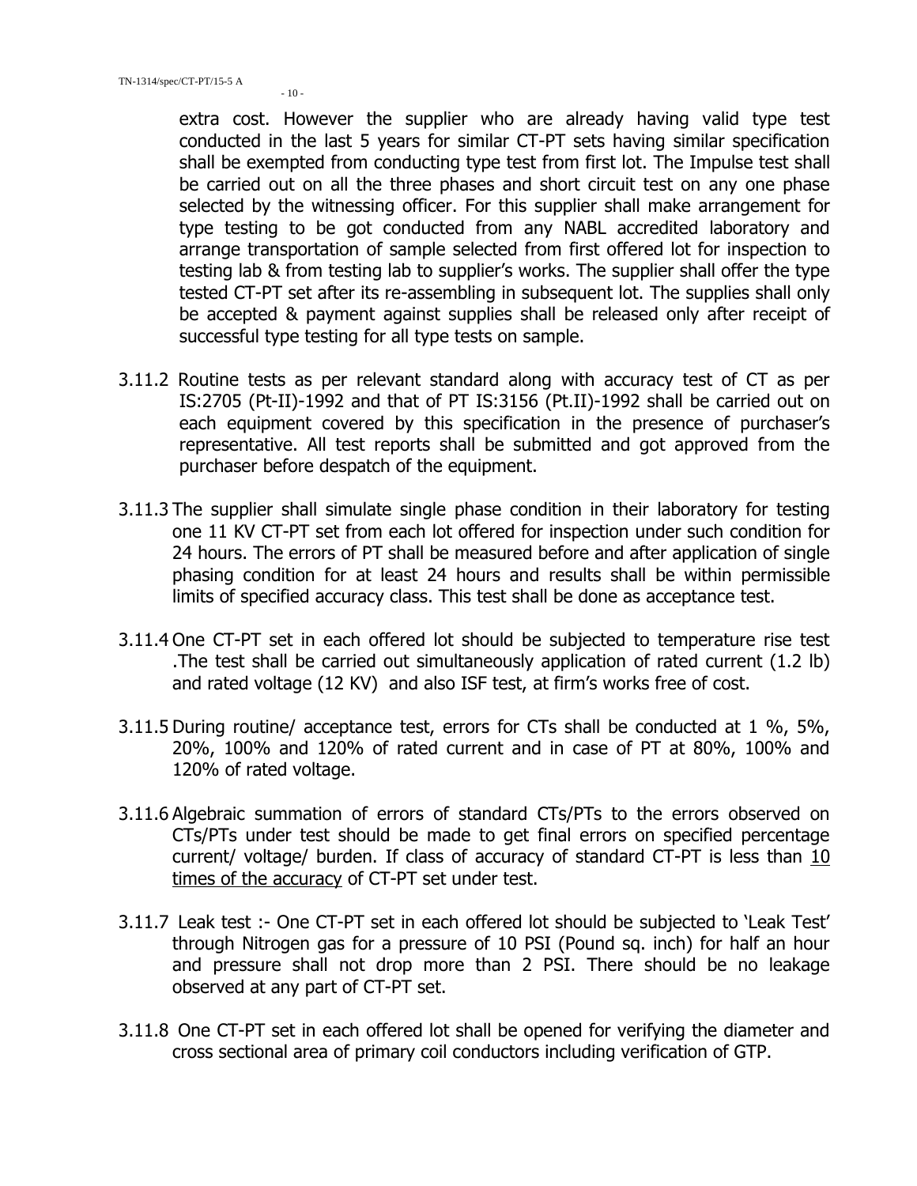extra cost. However the supplier who are already having valid type test conducted in the last 5 years for similar CT-PT sets having similar specification shall be exempted from conducting type test from first lot. The Impulse test shall be carried out on all the three phases and short circuit test on any one phase selected by the witnessing officer. For this supplier shall make arrangement for type testing to be got conducted from any NABL accredited laboratory and arrange transportation of sample selected from first offered lot for inspection to testing lab & from testing lab to supplier's works. The supplier shall offer the type tested CT-PT set after its re-assembling in subsequent lot. The supplies shall only be accepted & payment against supplies shall be released only after receipt of successful type testing for all type tests on sample.

3.11.2 Routine tests as per relevant standard along with accuracy test of CT as per IS:2705 (Pt-II)-1992 and that of PT IS:3156 (Pt.II)-1992 shall be carried out on each equipment covered by this specification in the presence of purchaser's representative. All test reports shall be submitted and got approved from the purchaser before despatch of the equipment.

3.11.3 The supplier shall simulate single phase condition in their laboratory for testing one 11 KV CT-PT set from each lot offered for inspection under such condition for 24 hours. The errors of PT shall be measured before and after application of single phasing condition for at least 24 hours and results shall be within permissible limits of specified accuracy class. This test shall be done as acceptance test.

3.11.4 One CT-PT set in each offered lot should be subjected to temperature rise test .The test shall be carried out simultaneously application of rated current (1.2 lb) and rated voltage (12 KV) and also ISF test, at firm's works free of cost.

3.11.5 During routine/ acceptance test, errors for CTs shall be conducted at 1 %, 5%, 20%, 100% and 120% of rated current and in case of PT at 80%, 100% and 120% of rated voltage.

3.11.6 Algebraic summation of errors of standard CTs/PTs to the errors observed on CTs/PTs under test should be made to get final errors on specified percentage current/ voltage/ burden. If class of accuracy of standard CT-PT is less than <u>10 times of the accuracy</u> of CT-PT set under test.

3.11.7 Leak test :- One CT-PT set in each offered lot should be subjected to 'Leak Test' through Nitrogen gas for a pressure of 10 PSI (Pound sq. inch) for half an hour and pressure shall not drop more than 2 PSI. There should be no leakage observed at any part of CT-PT set.

3.11.8 One CT-PT set in each offered lot shall be opened for verifying the diameter and cross sectional area of primary coil conductors including verification of GTP.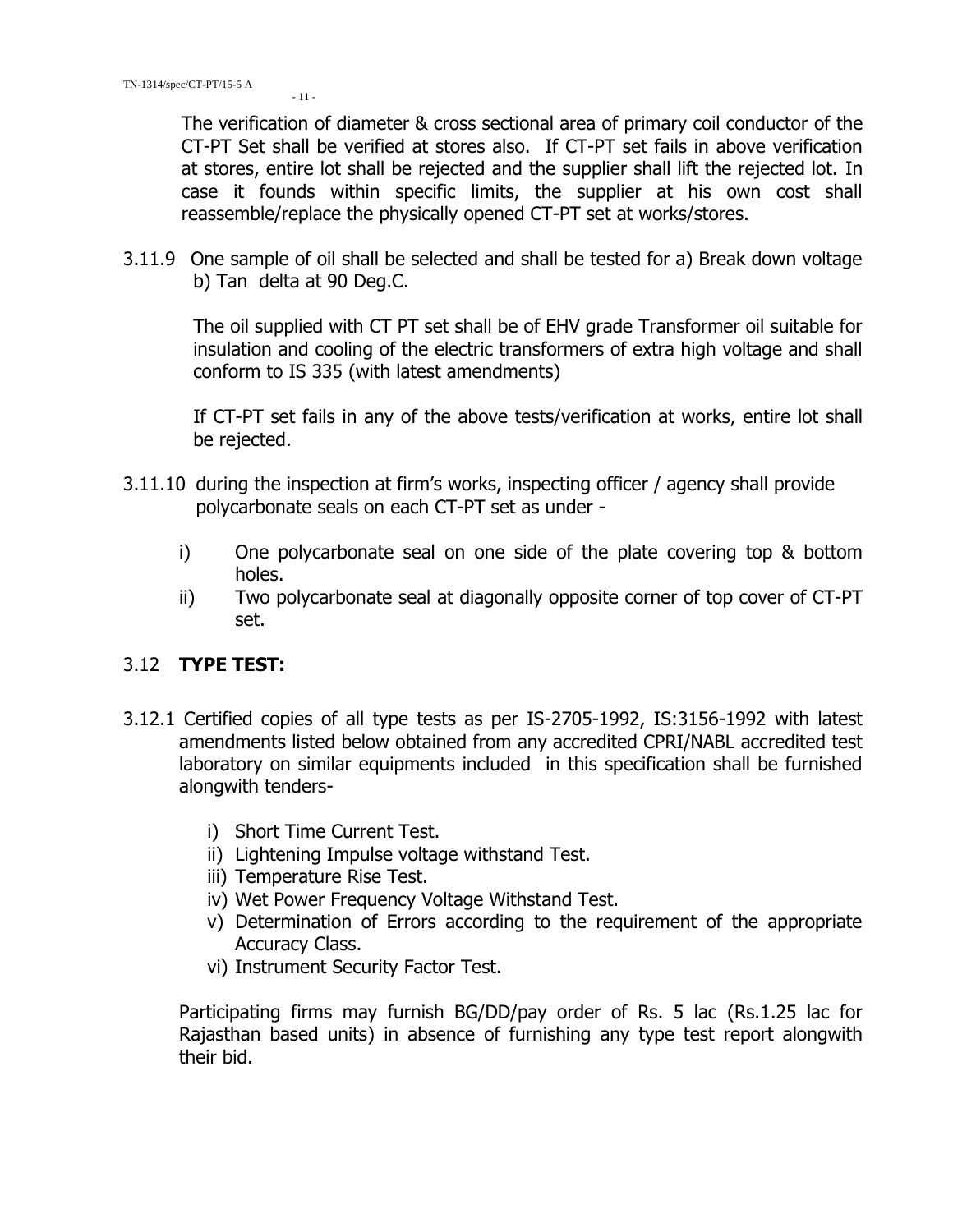The verification of diameter & cross sectional area of primary coil conductor of the CT-PT Set shall be verified at stores also. If CT-PT set fails in above verification at stores, entire lot shall be rejected and the supplier shall lift the rejected lot. In case it founds within specific limits, the supplier at his own cost shall reassemble/replace the physically opened CT-PT set at works/stores.

3.11.9 One sample of oil shall be selected and shall be tested for a) Break down voltage b) Tan delta at 90 Deg.C.

The oil supplied with CT PT set shall be of EHV grade Transformer oil suitable for insulation and cooling of the electric transformers of extra high voltage and shall conform to IS 335 (with latest amendments)

If CT-PT set fails in any of the above tests/verification at works, entire lot shall be rejected.

3.11.10 during the inspection at firm's works, inspecting officer / agency shall provide polycarbonate seals on each CT-PT set as under -

i) One polycarbonate seal on one side of the plate covering top & bottom holes.
ii) Two polycarbonate seal at diagonally opposite corner of top cover of CT-PT set.

## 3.12 **TYPE TEST:**

3.12.1 Certified copies of all type tests as per IS-2705-1992, IS:3156-1992 with latest amendments listed below obtained from any accredited CPRI/NABL accredited test laboratory on similar equipments included in this specification shall be furnished alongwith tenders-

i) Short Time Current Test.
ii) Lightening Impulse voltage withstand Test.
iii) Temperature Rise Test.
iv) Wet Power Frequency Voltage Withstand Test.
v) Determination of Errors according to the requirement of the appropriate Accuracy Class.
vi) Instrument Security Factor Test.

Participating firms may furnish BG/DD/pay order of Rs. 5 lac (Rs.1.25 lac for Rajasthan based units) in absence of furnishing any type test report alongwith their bid.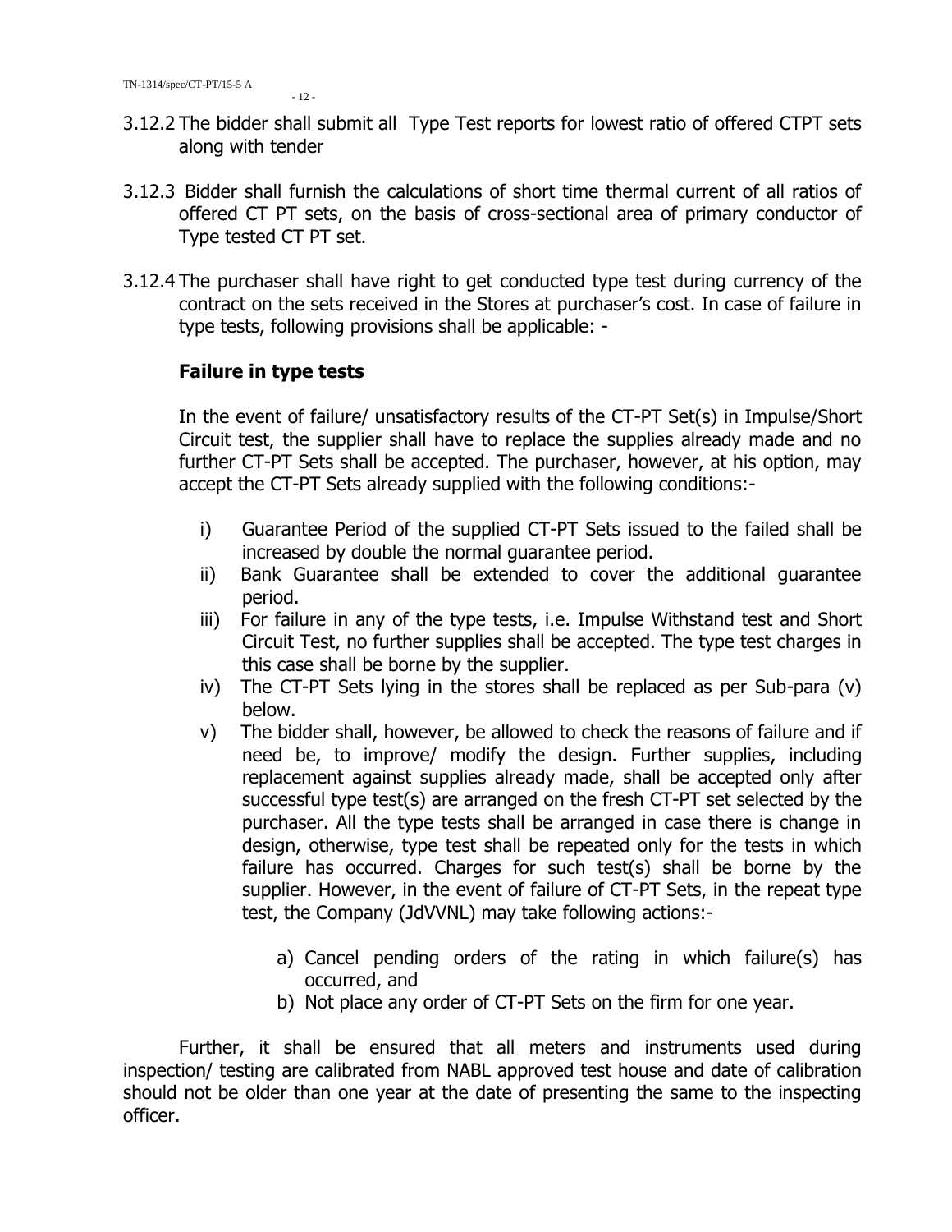3.12.2 The bidder shall submit all Type Test reports for lowest ratio of offered CTPT sets along with tender

3.12.3 Bidder shall furnish the calculations of short time thermal current of all ratios of offered CT PT sets, on the basis of cross-sectional area of primary conductor of Type tested CT PT set.

3.12.4 The purchaser shall have right to get conducted type test during currency of the contract on the sets received in the Stores at purchaser's cost. In case of failure in type tests, following provisions shall be applicable: -

**Failure in type tests**

In the event of failure/ unsatisfactory results of the CT-PT Set(s) in Impulse/Short Circuit test, the supplier shall have to replace the supplies already made and no further CT-PT Sets shall be accepted. The purchaser, however, at his option, may accept the CT-PT Sets already supplied with the following conditions:-

i) Guarantee Period of the supplied CT-PT Sets issued to the failed shall be increased by double the normal guarantee period.
ii) Bank Guarantee shall be extended to cover the additional guarantee period.
iii) For failure in any of the type tests, i.e. Impulse Withstand test and Short Circuit Test, no further supplies shall be accepted. The type test charges in this case shall be borne by the supplier.
iv) The CT-PT Sets lying in the stores shall be replaced as per Sub-para (v) below.
v) The bidder shall, however, be allowed to check the reasons of failure and if need be, to improve/ modify the design. Further supplies, including replacement against supplies already made, shall be accepted only after successful type test(s) are arranged on the fresh CT-PT set selected by the purchaser. All the type tests shall be arranged in case there is change in design, otherwise, type test shall be repeated only for the tests in which failure has occurred. Charges for such test(s) shall be borne by the supplier. However, in the event of failure of CT-PT Sets, in the repeat type test, the Company (JdVVNL) may take following actions:-

   a) Cancel pending orders of the rating in which failure(s) has occurred, and
   b) Not place any order of CT-PT Sets on the firm for one year.

Further, it shall be ensured that all meters and instruments used during inspection/ testing are calibrated from NABL approved test house and date of calibration should not be older than one year at the date of presenting the same to the inspecting officer.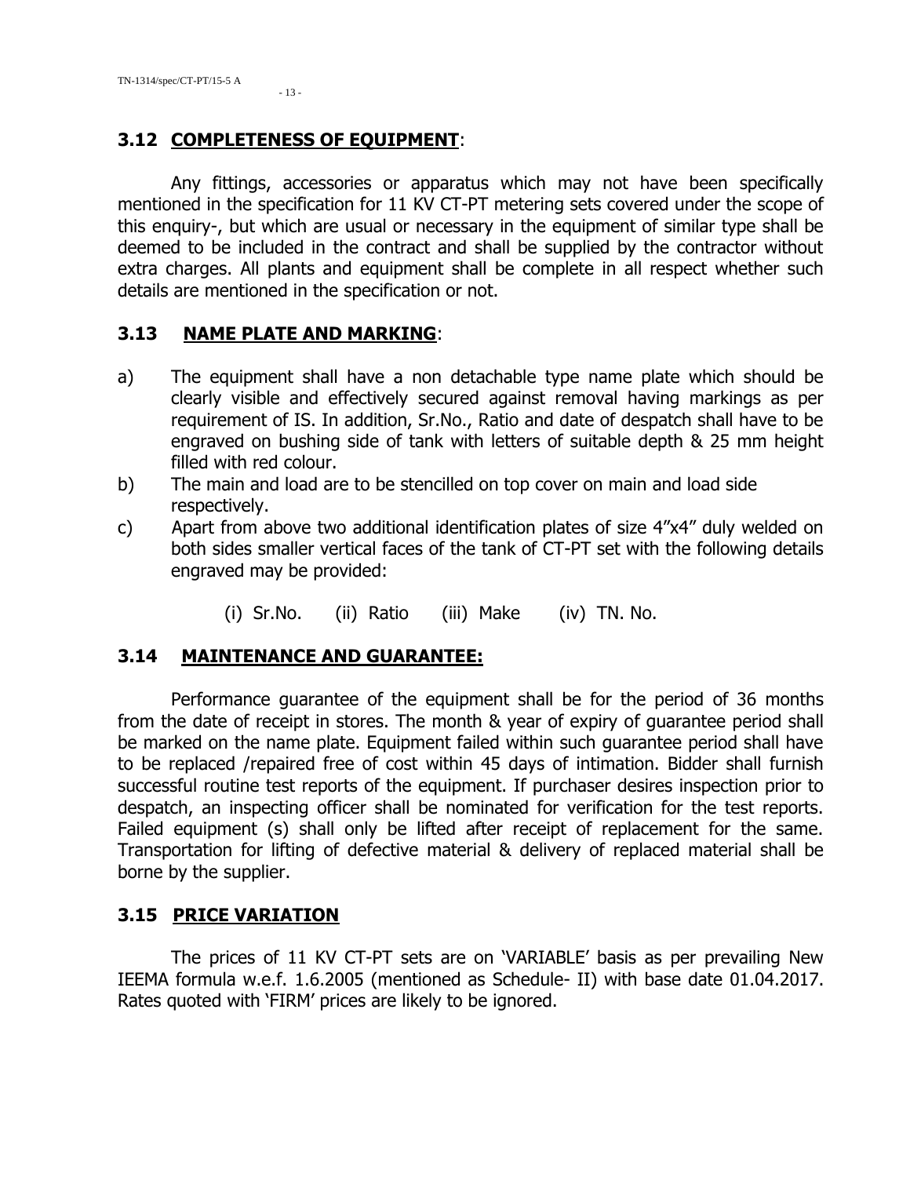### 3.12 **COMPLETENESS OF EQUIPMENT**:

Any fittings, accessories or apparatus which may not have been specifically mentioned in the specification for 11 KV CT-PT metering sets covered under the scope of this enquiry-, but which are usual or necessary in the equipment of similar type shall be deemed to be included in the contract and shall be supplied by the contractor without extra charges. All plants and equipment shall be complete in all respect whether such details are mentioned in the specification or not.

### 3.13 **NAME PLATE AND MARKING**:

a) The equipment shall have a non detachable type name plate which should be clearly visible and effectively secured against removal having markings as per requirement of IS. In addition, Sr.No., Ratio and date of despatch shall have to be engraved on bushing side of tank with letters of suitable depth & 25 mm height filled with red colour.

b) The main and load are to be stencilled on top cover on main and load side respectively.

c) Apart from above two additional identification plates of size 4"x4" duly welded on both sides smaller vertical faces of the tank of CT-PT set with the following details engraved may be provided:

(i) Sr.No. (ii) Ratio (iii) Make (iv) TN. No.

### 3.14 **MAINTENANCE AND GUARANTEE:**

Performance guarantee of the equipment shall be for the period of 36 months from the date of receipt in stores. The month & year of expiry of guarantee period shall be marked on the name plate. Equipment failed within such guarantee period shall have to be replaced /repaired free of cost within 45 days of intimation. Bidder shall furnish successful routine test reports of the equipment. If purchaser desires inspection prior to despatch, an inspecting officer shall be nominated for verification for the test reports. Failed equipment (s) shall only be lifted after receipt of replacement for the same. Transportation for lifting of defective material & delivery of replaced material shall be borne by the supplier.

### 3.15 **PRICE VARIATION**

The prices of 11 KV CT-PT sets are on 'VARIABLE' basis as per prevailing New IEEMA formula w.e.f. 1.6.2005 (mentioned as Schedule- II) with base date 01.04.2017. Rates quoted with 'FIRM' prices are likely to be ignored.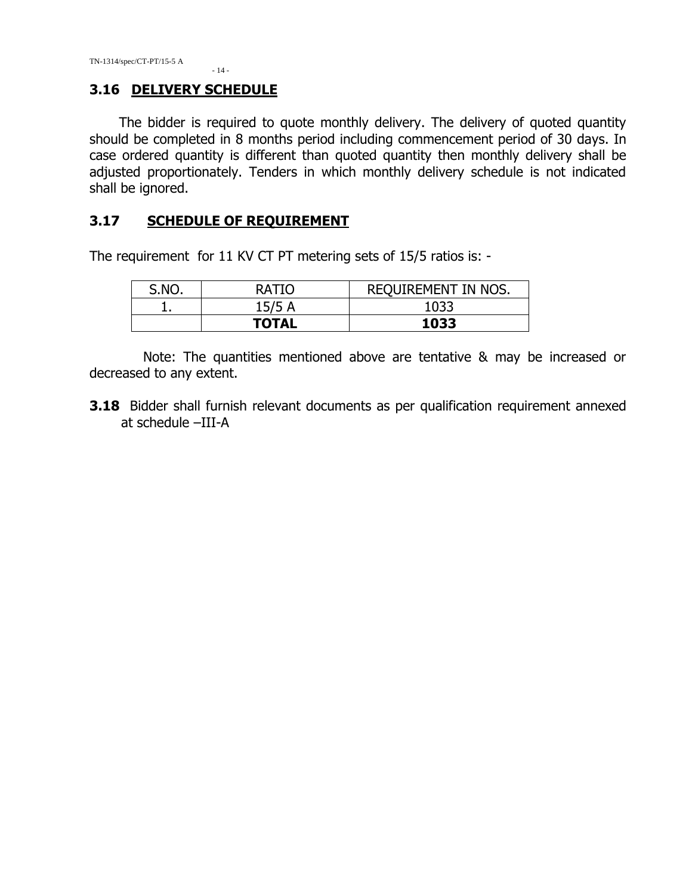## 3.16 DELIVERY SCHEDULE

The bidder is required to quote monthly delivery. The delivery of quoted quantity should be completed in 8 months period including commencement period of 30 days. In case ordered quantity is different than quoted quantity then monthly delivery shall be adjusted proportionately. Tenders in which monthly delivery schedule is not indicated shall be ignored.

## 3.17 SCHEDULE OF REQUIREMENT

The requirement for 11 KV CT PT metering sets of 15/5 ratios is: -

| S.NO. | RATIO | REQUIREMENT IN NOS. |
| --- | --- | --- |
| 1. | 15/5 A | 1033 |
| | **TOTAL** | **1033** |

Note: The quantities mentioned above are tentative & may be increased or decreased to any extent.

**3.18** Bidder shall furnish relevant documents as per qualification requirement annexed at schedule –III-A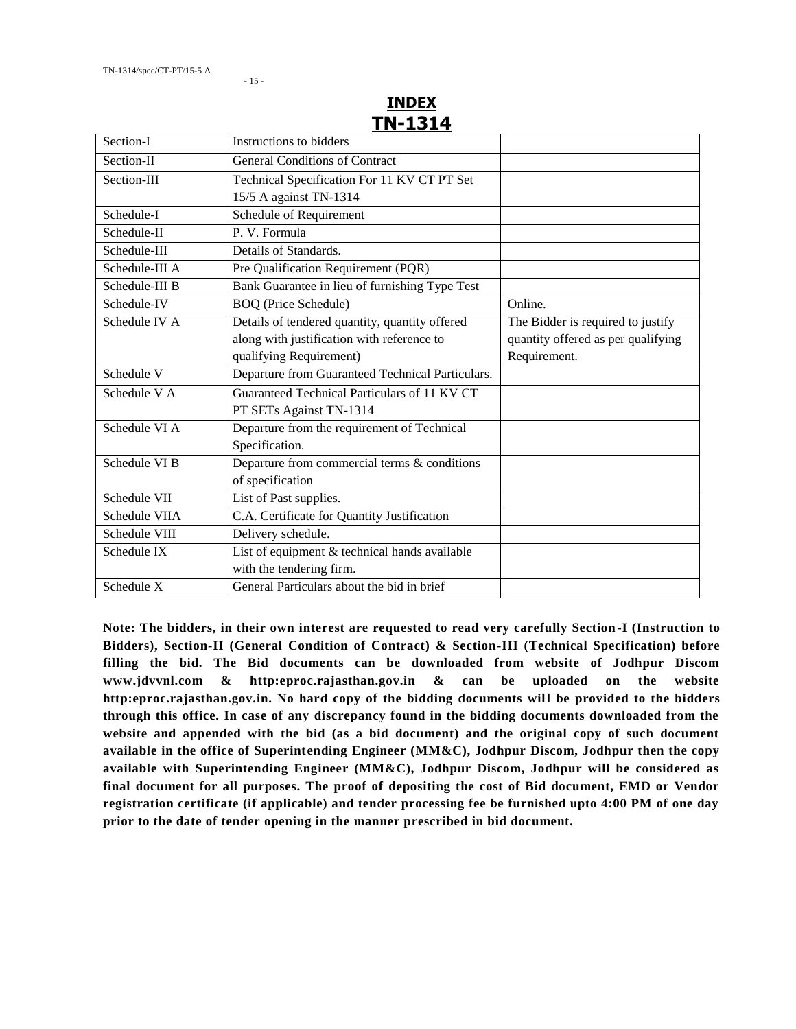# INDEX

## TN-1314

| Section-I | Instructions to bidders | |
|---|---|---|
| Section-II | General Conditions of Contract | |
| Section-III | Technical Specification For 11 KV CT PT Set 15/5 A against TN-1314 | |
| Schedule-I | Schedule of Requirement | |
| Schedule-II | P. V. Formula | |
| Schedule-III | Details of Standards. | |
| Schedule-III A | Pre Qualification Requirement (PQR) | |
| Schedule-III B | Bank Guarantee in lieu of furnishing Type Test | |
| Schedule-IV | BOQ (Price Schedule) | Online. |
| Schedule IV A | Details of tendered quantity, quantity offered along with justification with reference to qualifying Requirement) | The Bidder is required to justify quantity offered as per qualifying Requirement. |
| Schedule V | Departure from Guaranteed Technical Particulars. | |
| Schedule V A | Guaranteed Technical Particulars of 11 KV CT PT SETs Against TN-1314 | |
| Schedule VI A | Departure from the requirement of Technical Specification. | |
| Schedule VI B | Departure from commercial terms & conditions of specification | |
| Schedule VII | List of Past supplies. | |
| Schedule VIIA | C.A. Certificate for Quantity Justification | |
| Schedule VIII | Delivery schedule. | |
| Schedule IX | List of equipment & technical hands available with the tendering firm. | |
| Schedule X | General Particulars about the bid in brief | |

**Note: The bidders, in their own interest are requested to read very carefully Section-I (Instruction to Bidders), Section-II (General Condition of Contract) & Section-III (Technical Specification) before filling the bid. The Bid documents can be downloaded from website of Jodhpur Discom www.jdvvnl.com & http:eproc.rajasthan.gov.in & can be uploaded on the website http:eproc.rajasthan.gov.in. No hard copy of the bidding documents will be provided to the bidders through this office. In case of any discrepancy found in the bidding documents downloaded from the website and appended with the bid (as a bid document) and the original copy of such document available in the office of Superintending Engineer (MM&C), Jodhpur Discom, Jodhpur then the copy available with Superintending Engineer (MM&C), Jodhpur Discom, Jodhpur will be considered as final document for all purposes. The proof of depositing the cost of Bid document, EMD or Vendor registration certificate (if applicable) and tender processing fee be furnished upto 4:00 PM of one day prior to the date of tender opening in the manner prescribed in bid document.**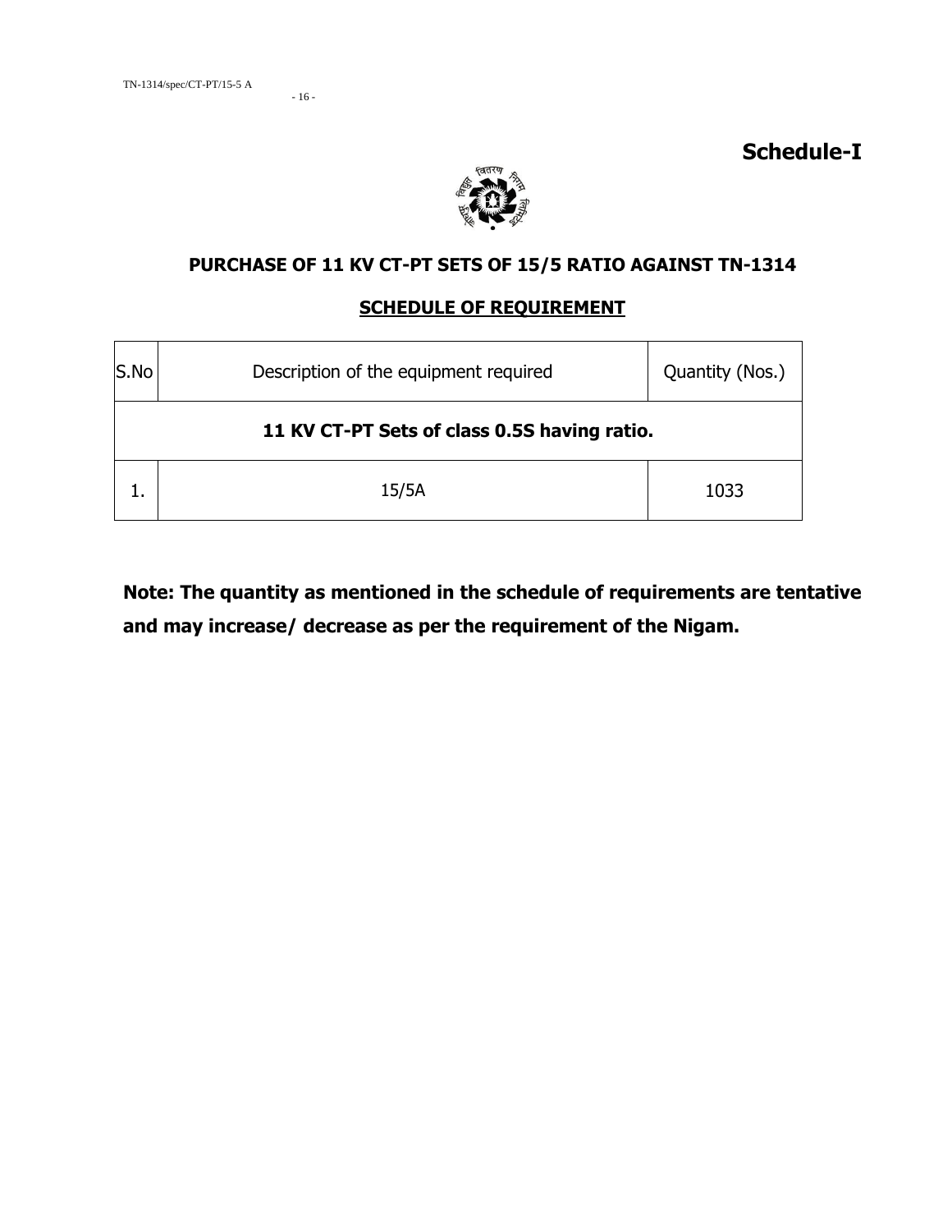# Schedule-I

## PURCHASE OF 11 KV CT-PT SETS OF 15/5 RATIO AGAINST TN-1314

### SCHEDULE OF REQUIREMENT

| S.No | Description of the equipment required | Quantity (Nos.) |
|---|---|---|
| **11 KV CT-PT Sets of class 0.5S having ratio.** | | |
| 1. | 15/5A | 1033 |

**Note: The quantity as mentioned in the schedule of requirements are tentative and may increase/ decrease as per the requirement of the Nigam.**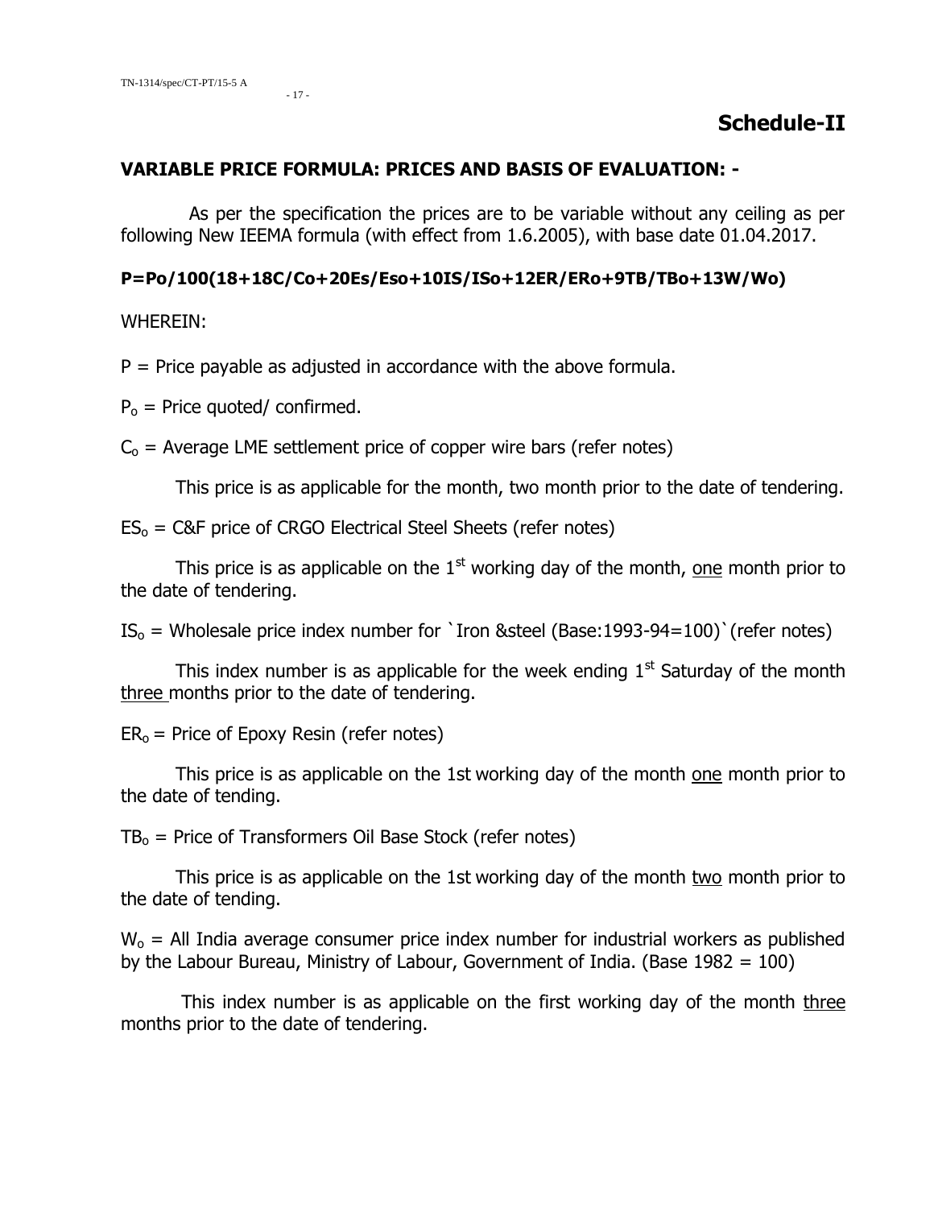# Schedule-II

**VARIABLE PRICE FORMULA: PRICES AND BASIS OF EVALUATION: -**

As per the specification the prices are to be variable without any ceiling as per following New IEEMA formula (with effect from 1.6.2005), with base date 01.04.2017.

**P=Po/100(18+18C/Co+20Es/Eso+10IS/ISo+12ER/ERo+9TB/TBo+13W/Wo)**

WHEREIN:

P = Price payable as adjusted in accordance with the above formula.

$P_o$ = Price quoted/ confirmed.

$C_o$ = Average LME settlement price of copper wire bars (refer notes)

This price is as applicable for the month, two month prior to the date of tendering.

$ES_o$ = C&F price of CRGO Electrical Steel Sheets (refer notes)

This price is as applicable on the 1st working day of the month, one month prior to the date of tendering.

$IS_o$ = Wholesale price index number for `Iron &steel (Base:1993-94=100)`(refer notes)

This index number is as applicable for the week ending 1st Saturday of the month three months prior to the date of tendering.

$ER_o$ = Price of Epoxy Resin (refer notes)

This price is as applicable on the 1st working day of the month one month prior to the date of tending.

$TB_o$ = Price of Transformers Oil Base Stock (refer notes)

This price is as applicable on the 1st working day of the month two month prior to the date of tending.

$W_o$ = All India average consumer price index number for industrial workers as published by the Labour Bureau, Ministry of Labour, Government of India. (Base 1982 = 100)

This index number is as applicable on the first working day of the month three months prior to the date of tendering.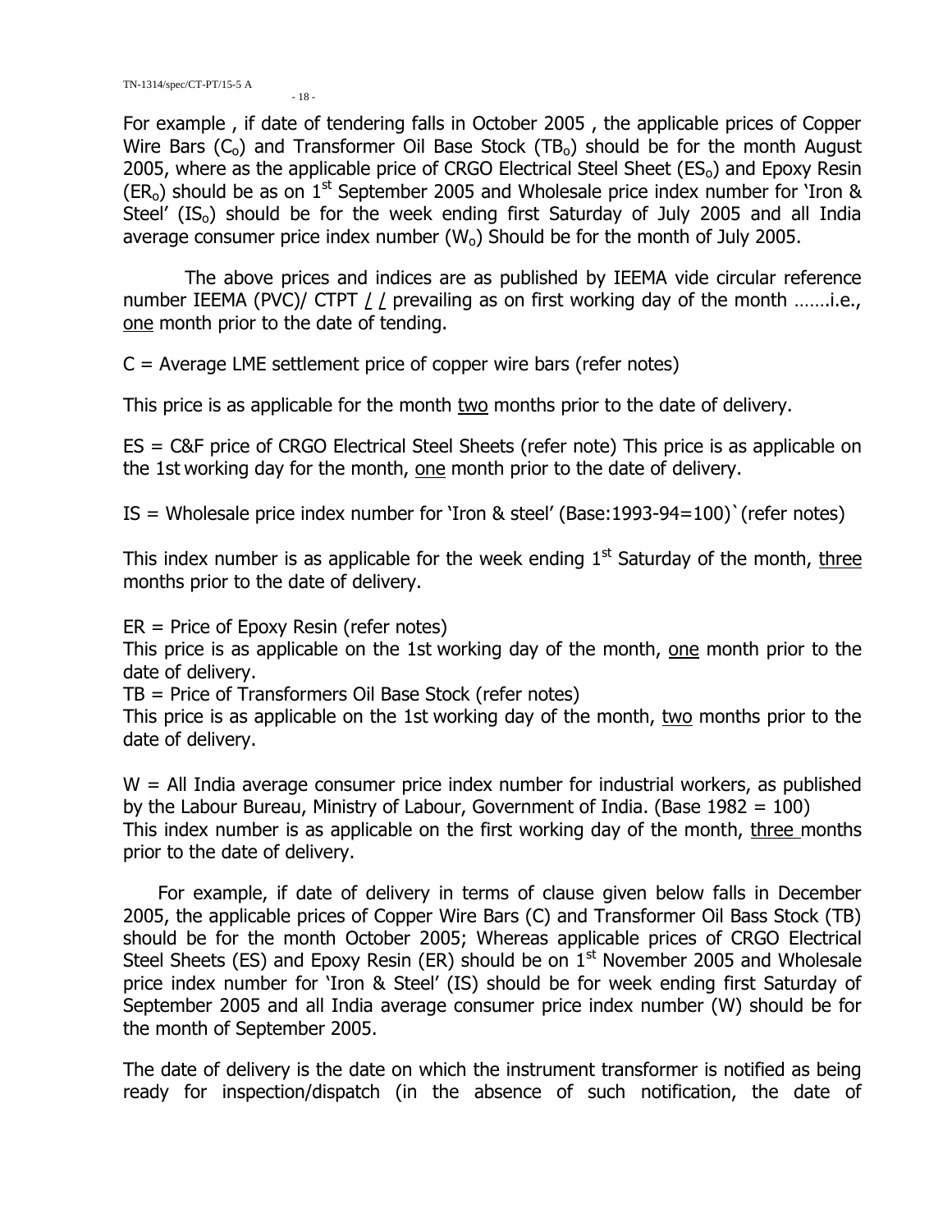For example , if date of tendering falls in October 2005 , the applicable prices of Copper Wire Bars ($C_o$) and Transformer Oil Base Stock ($TB_o$) should be for the month August 2005, where as the applicable price of CRGO Electrical Steel Sheet ($ES_o$) and Epoxy Resin ($ER_o$) should be as on 1st September 2005 and Wholesale price index number for 'Iron & Steel' ($IS_o$) should be for the week ending first Saturday of July 2005 and all India average consumer price index number ($W_o$) Should be for the month of July 2005.

The above prices and indices are as published by IEEMA vide circular reference number IEEMA (PVC)/ CTPT / / prevailing as on first working day of the month …….i.e., one month prior to the date of tending.

C = Average LME settlement price of copper wire bars (refer notes)

This price is as applicable for the month two months prior to the date of delivery.

ES = C&F price of CRGO Electrical Steel Sheets (refer note) This price is as applicable on the 1st working day for the month, one month prior to the date of delivery.

IS = Wholesale price index number for 'Iron & steel' (Base:1993-94=100)`(refer notes)

This index number is as applicable for the week ending 1st Saturday of the month, three months prior to the date of delivery.

ER = Price of Epoxy Resin (refer notes)
This price is as applicable on the 1st working day of the month, one month prior to the date of delivery.
TB = Price of Transformers Oil Base Stock (refer notes)
This price is as applicable on the 1st working day of the month, two months prior to the date of delivery.

W = All India average consumer price index number for industrial workers, as published by the Labour Bureau, Ministry of Labour, Government of India. (Base 1982 = 100)
This index number is as applicable on the first working day of the month, three months prior to the date of delivery.

For example, if date of delivery in terms of clause given below falls in December 2005, the applicable prices of Copper Wire Bars (C) and Transformer Oil Bass Stock (TB) should be for the month October 2005; Whereas applicable prices of CRGO Electrical Steel Sheets (ES) and Epoxy Resin (ER) should be on 1st November 2005 and Wholesale price index number for 'Iron & Steel' (IS) should be for week ending first Saturday of September 2005 and all India average consumer price index number (W) should be for the month of September 2005.

The date of delivery is the date on which the instrument transformer is notified as being ready for inspection/dispatch (in the absence of such notification, the date of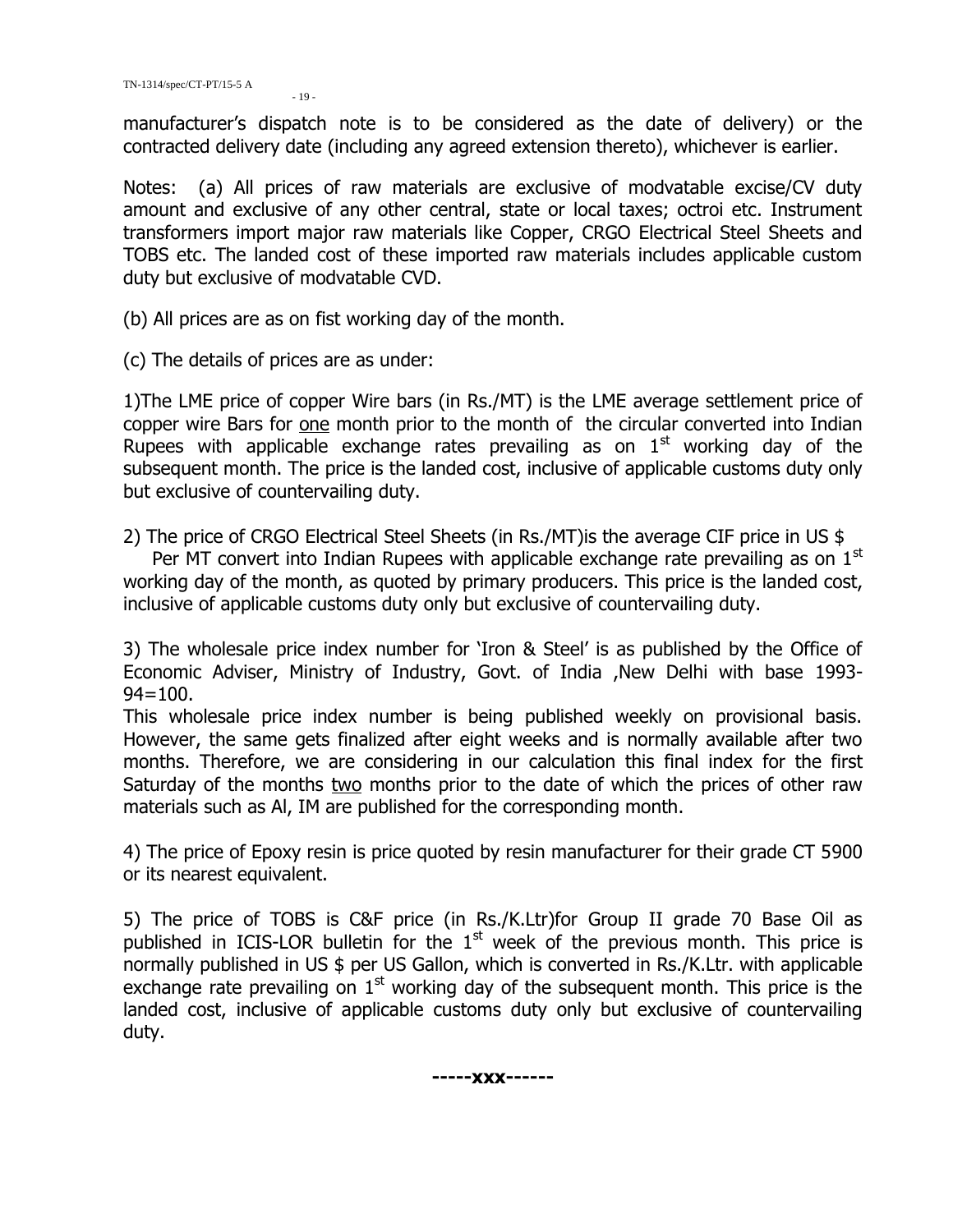manufacturer's dispatch note is to be considered as the date of delivery) or the contracted delivery date (including any agreed extension thereto), whichever is earlier.

Notes: (a) All prices of raw materials are exclusive of modvatable excise/CV duty amount and exclusive of any other central, state or local taxes; octroi etc. Instrument transformers import major raw materials like Copper, CRGO Electrical Steel Sheets and TOBS etc. The landed cost of these imported raw materials includes applicable custom duty but exclusive of modvatable CVD.

(b) All prices are as on fist working day of the month.

(c) The details of prices are as under:

1)The LME price of copper Wire bars (in Rs./MT) is the LME average settlement price of copper wire Bars for <u>one</u> month prior to the month of the circular converted into Indian Rupees with applicable exchange rates prevailing as on 1st working day of the subsequent month. The price is the landed cost, inclusive of applicable customs duty only but exclusive of countervailing duty.

2) The price of CRGO Electrical Steel Sheets (in Rs./MT)is the average CIF price in US $ Per MT convert into Indian Rupees with applicable exchange rate prevailing as on 1st working day of the month, as quoted by primary producers. This price is the landed cost, inclusive of applicable customs duty only but exclusive of countervailing duty.

3) The wholesale price index number for 'Iron & Steel' is as published by the Office of Economic Adviser, Ministry of Industry, Govt. of India ,New Delhi with base 1993-94=100.

This wholesale price index number is being published weekly on provisional basis. However, the same gets finalized after eight weeks and is normally available after two months. Therefore, we are considering in our calculation this final index for the first Saturday of the months <u>two</u> months prior to the date of which the prices of other raw materials such as Al, IM are published for the corresponding month.

4) The price of Epoxy resin is price quoted by resin manufacturer for their grade CT 5900 or its nearest equivalent.

5) The price of TOBS is C&F price (in Rs./K.Ltr)for Group II grade 70 Base Oil as published in ICIS-LOR bulletin for the 1st week of the previous month. This price is normally published in US $ per US Gallon, which is converted in Rs./K.Ltr. with applicable exchange rate prevailing on 1st working day of the subsequent month. This price is the landed cost, inclusive of applicable customs duty only but exclusive of countervailing duty.

**-----xxx------**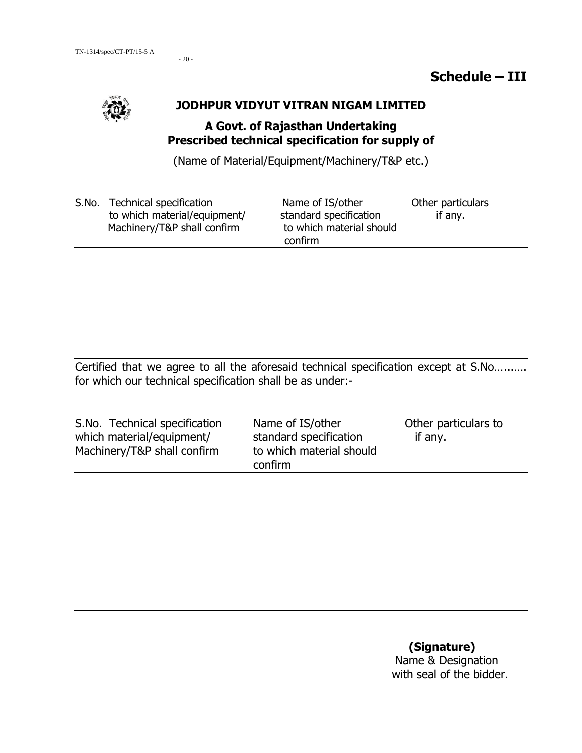# Schedule – III

## JODHPUR VIDYUT VITRAN NIGAM LIMITED

### A Govt. of Rajasthan Undertaking
### Prescribed technical specification for supply of

(Name of Material/Equipment/Machinery/T&P etc.)

| S.No. | Technical specification to which material/equipment/ Machinery/T&P shall confirm | Name of IS/other standard specification to which material should confirm | Other particulars if any. |
|---|---|---|---|
| | | | |

Certified that we agree to all the aforesaid technical specification except at S.No………. for which our technical specification shall be as under:-

| S.No. | Technical specification which material/equipment/ Machinery/T&P shall confirm | Name of IS/other standard specification to which material should confirm | Other particulars to if any. |
|---|---|---|---|
| | | | |

**(Signature)**
Name & Designation
with seal of the bidder.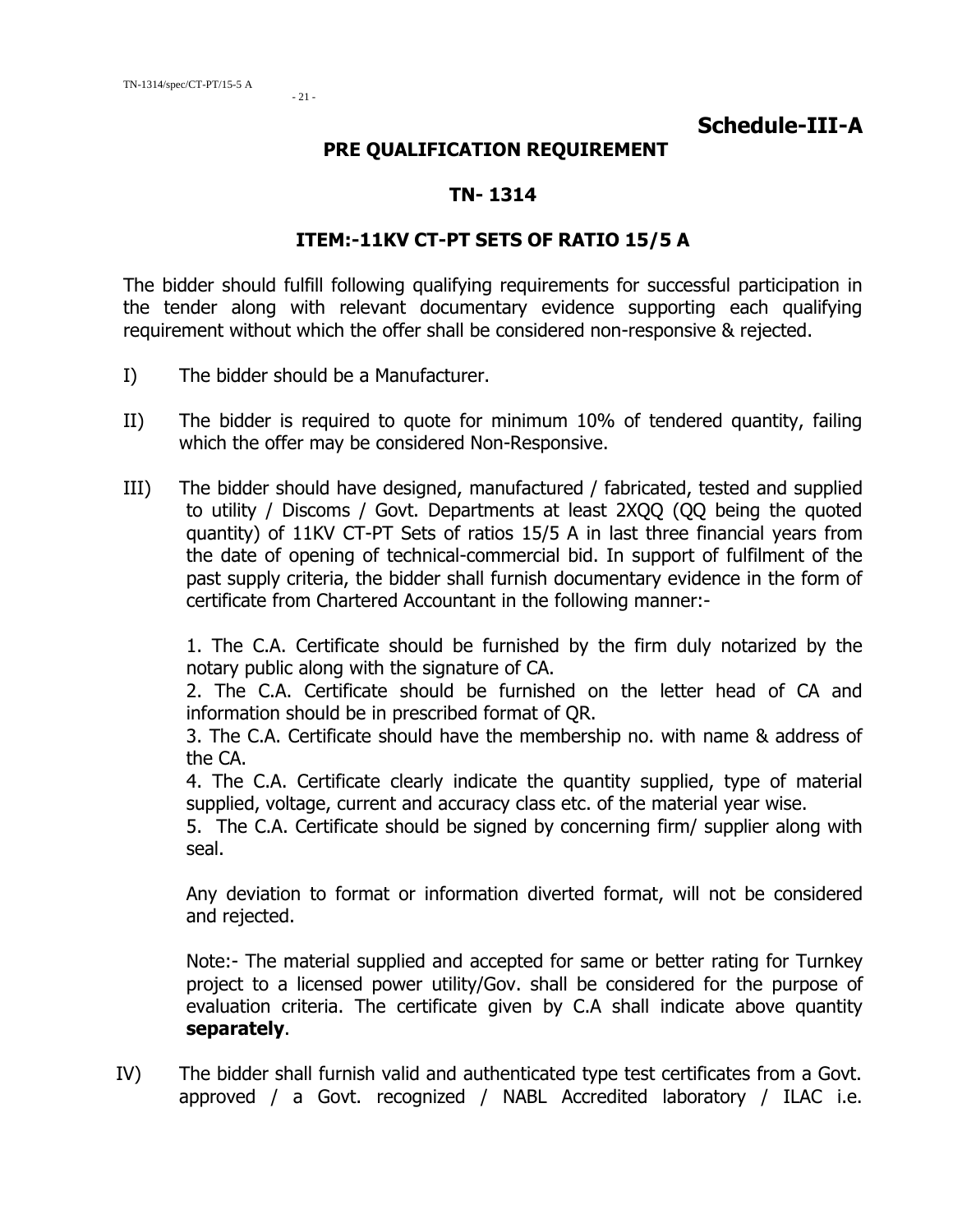# Schedule-III-A

## PRE QUALIFICATION REQUIREMENT

## TN- 1314

## ITEM:-11KV CT-PT SETS OF RATIO 15/5 A

The bidder should fulfill following qualifying requirements for successful participation in the tender along with relevant documentary evidence supporting each qualifying requirement without which the offer shall be considered non-responsive & rejected.

I) The bidder should be a Manufacturer.

II) The bidder is required to quote for minimum 10% of tendered quantity, failing which the offer may be considered Non-Responsive.

III) The bidder should have designed, manufactured / fabricated, tested and supplied to utility / Discoms / Govt. Departments at least 2XQQ (QQ being the quoted quantity) of 11KV CT-PT Sets of ratios 15/5 A in last three financial years from the date of opening of technical-commercial bid. In support of fulfilment of the past supply criteria, the bidder shall furnish documentary evidence in the form of certificate from Chartered Accountant in the following manner:-

1. The C.A. Certificate should be furnished by the firm duly notarized by the notary public along with the signature of CA.
2. The C.A. Certificate should be furnished on the letter head of CA and information should be in prescribed format of QR.
3. The C.A. Certificate should have the membership no. with name & address of the CA.
4. The C.A. Certificate clearly indicate the quantity supplied, type of material supplied, voltage, current and accuracy class etc. of the material year wise.
5. The C.A. Certificate should be signed by concerning firm/ supplier along with seal.

Any deviation to format or information diverted format, will not be considered and rejected.

Note:- The material supplied and accepted for same or better rating for Turnkey project to a licensed power utility/Gov. shall be considered for the purpose of evaluation criteria. The certificate given by C.A shall indicate above quantity **separately**.

IV) The bidder shall furnish valid and authenticated type test certificates from a Govt. approved / a Govt. recognized / NABL Accredited laboratory / ILAC i.e.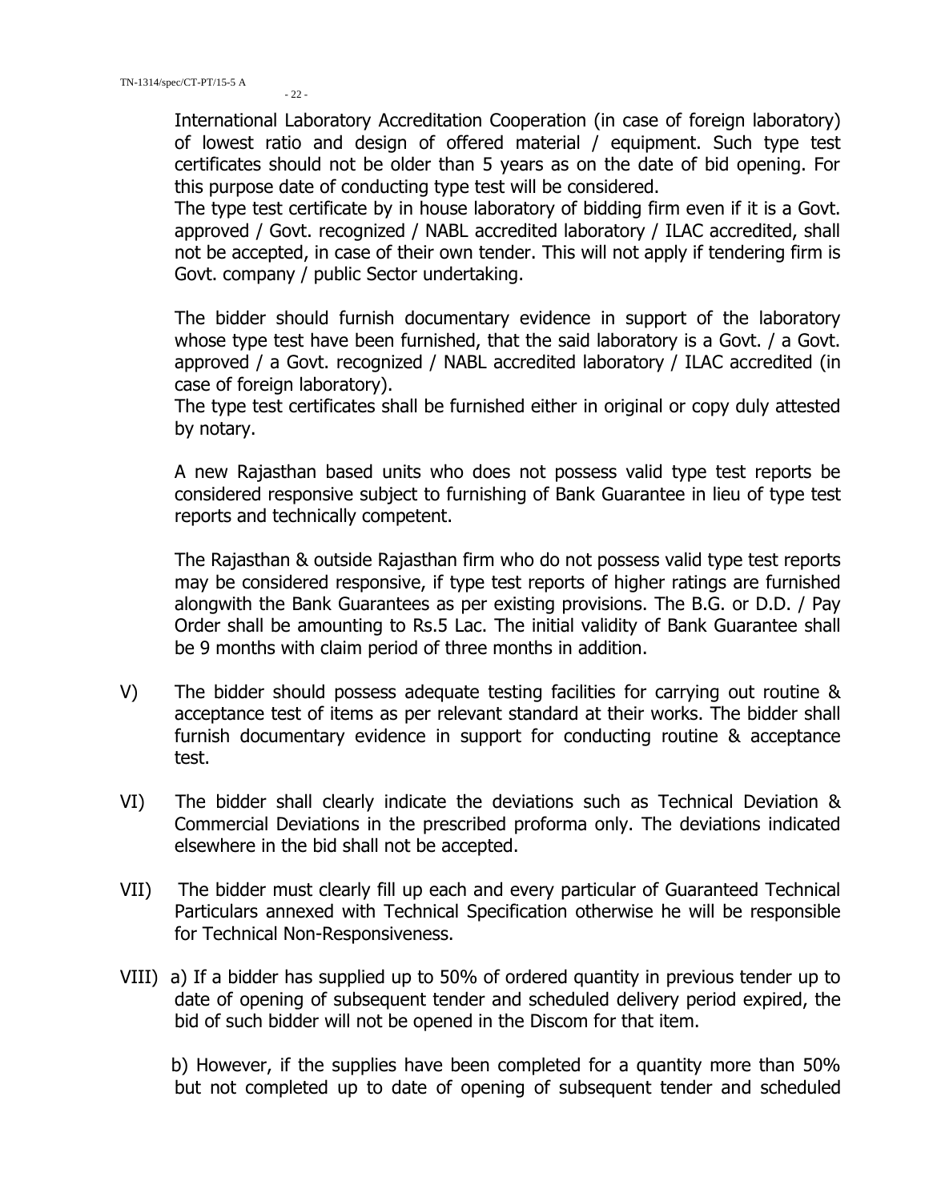International Laboratory Accreditation Cooperation (in case of foreign laboratory) of lowest ratio and design of offered material / equipment. Such type test certificates should not be older than 5 years as on the date of bid opening. For this purpose date of conducting type test will be considered.

The type test certificate by in house laboratory of bidding firm even if it is a Govt. approved / Govt. recognized / NABL accredited laboratory / ILAC accredited, shall not be accepted, in case of their own tender. This will not apply if tendering firm is Govt. company / public Sector undertaking.

The bidder should furnish documentary evidence in support of the laboratory whose type test have been furnished, that the said laboratory is a Govt. / a Govt. approved / a Govt. recognized / NABL accredited laboratory / ILAC accredited (in case of foreign laboratory).

The type test certificates shall be furnished either in original or copy duly attested by notary.

A new Rajasthan based units who does not possess valid type test reports be considered responsive subject to furnishing of Bank Guarantee in lieu of type test reports and technically competent.

The Rajasthan & outside Rajasthan firm who do not possess valid type test reports may be considered responsive, if type test reports of higher ratings are furnished alongwith the Bank Guarantees as per existing provisions. The B.G. or D.D. / Pay Order shall be amounting to Rs.5 Lac. The initial validity of Bank Guarantee shall be 9 months with claim period of three months in addition.

V) The bidder should possess adequate testing facilities for carrying out routine & acceptance test of items as per relevant standard at their works. The bidder shall furnish documentary evidence in support for conducting routine & acceptance test.

VI) The bidder shall clearly indicate the deviations such as Technical Deviation & Commercial Deviations in the prescribed proforma only. The deviations indicated elsewhere in the bid shall not be accepted.

VII) The bidder must clearly fill up each and every particular of Guaranteed Technical Particulars annexed with Technical Specification otherwise he will be responsible for Technical Non-Responsiveness.

VIII) a) If a bidder has supplied up to 50% of ordered quantity in previous tender up to date of opening of subsequent tender and scheduled delivery period expired, the bid of such bidder will not be opened in the Discom for that item.

b) However, if the supplies have been completed for a quantity more than 50% but not completed up to date of opening of subsequent tender and scheduled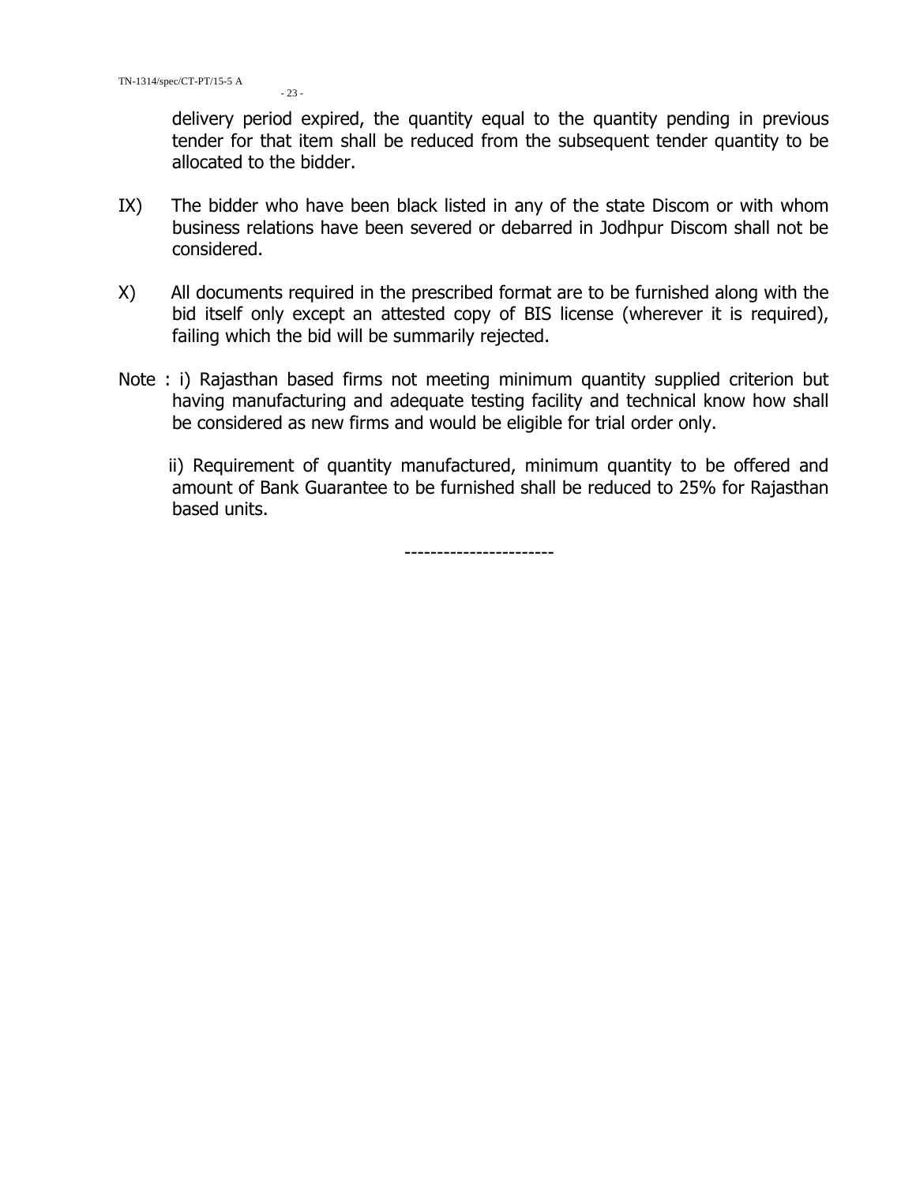delivery period expired, the quantity equal to the quantity pending in previous tender for that item shall be reduced from the subsequent tender quantity to be allocated to the bidder.

IX) The bidder who have been black listed in any of the state Discom or with whom business relations have been severed or debarred in Jodhpur Discom shall not be considered.

X) All documents required in the prescribed format are to be furnished along with the bid itself only except an attested copy of BIS license (wherever it is required), failing which the bid will be summarily rejected.

Note : i) Rajasthan based firms not meeting minimum quantity supplied criterion but having manufacturing and adequate testing facility and technical know how shall be considered as new firms and would be eligible for trial order only.

ii) Requirement of quantity manufactured, minimum quantity to be offered and amount of Bank Guarantee to be furnished shall be reduced to 25% for Rajasthan based units.

----------------------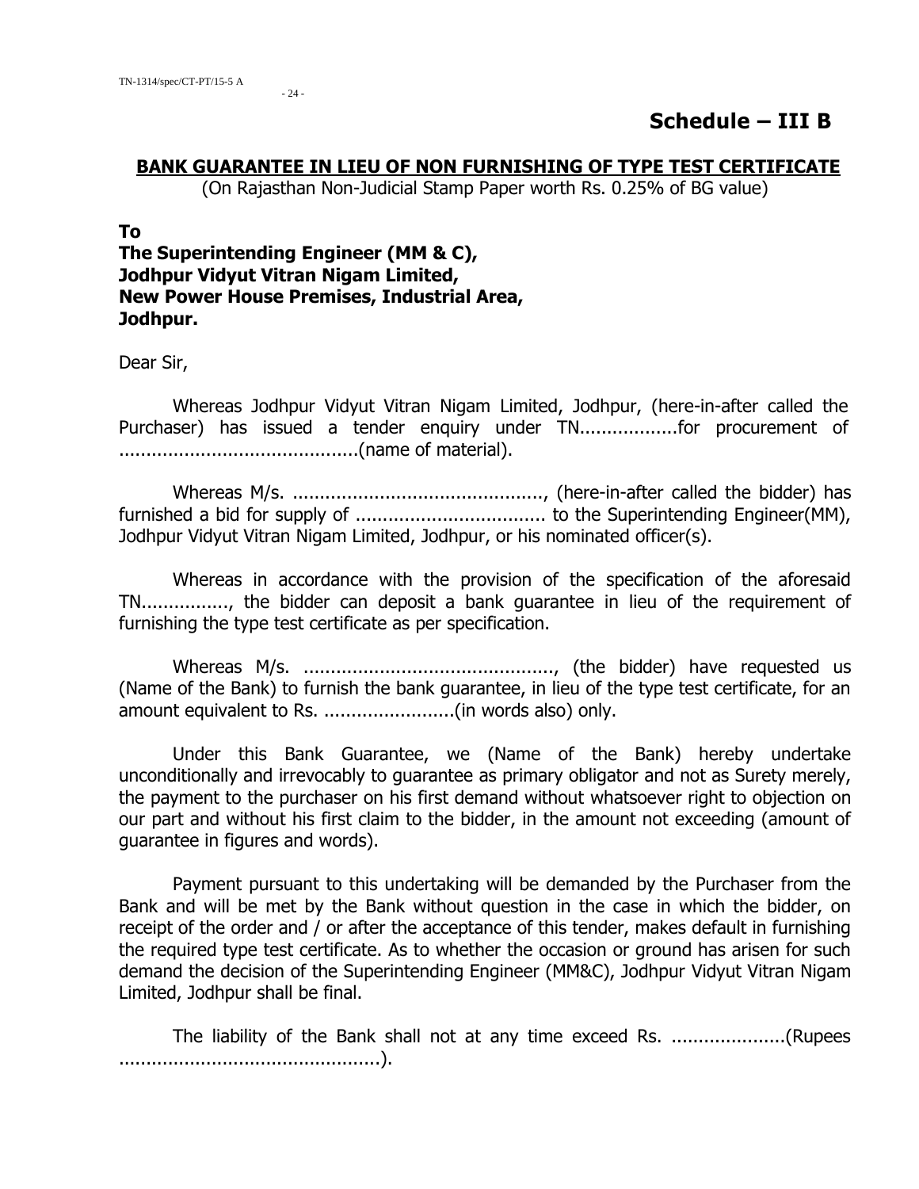# Schedule – III B

**BANK GUARANTEE IN LIEU OF NON FURNISHING OF TYPE TEST CERTIFICATE**

(On Rajasthan Non-Judicial Stamp Paper worth Rs. 0.25% of BG value)

**To**
**The Superintending Engineer (MM & C),**
**Jodhpur Vidyut Vitran Nigam Limited,**
**New Power House Premises, Industrial Area,**
**Jodhpur.**

Dear Sir,

Whereas Jodhpur Vidyut Vitran Nigam Limited, Jodhpur, (here-in-after called the Purchaser) has issued a tender enquiry under TN..................for procurement of ............................................(name of material).

Whereas M/s. .............................................., (here-in-after called the bidder) has furnished a bid for supply of ................................... to the Superintending Engineer(MM), Jodhpur Vidyut Vitran Nigam Limited, Jodhpur, or his nominated officer(s).

Whereas in accordance with the provision of the specification of the aforesaid TN................, the bidder can deposit a bank guarantee in lieu of the requirement of furnishing the type test certificate as per specification.

Whereas M/s. .............................................., (the bidder) have requested us (Name of the Bank) to furnish the bank guarantee, in lieu of the type test certificate, for an amount equivalent to Rs. ........................(in words also) only.

Under this Bank Guarantee, we (Name of the Bank) hereby undertake unconditionally and irrevocably to guarantee as primary obligator and not as Surety merely, the payment to the purchaser on his first demand without whatsoever right to objection on our part and without his first claim to the bidder, in the amount not exceeding (amount of guarantee in figures and words).

Payment pursuant to this undertaking will be demanded by the Purchaser from the Bank and will be met by the Bank without question in the case in which the bidder, on receipt of the order and / or after the acceptance of this tender, makes default in furnishing the required type test certificate. As to whether the occasion or ground has arisen for such demand the decision of the Superintending Engineer (MM&C), Jodhpur Vidyut Vitran Nigam Limited, Jodhpur shall be final.

The liability of the Bank shall not at any time exceed Rs. .....................(Rupees ................................................).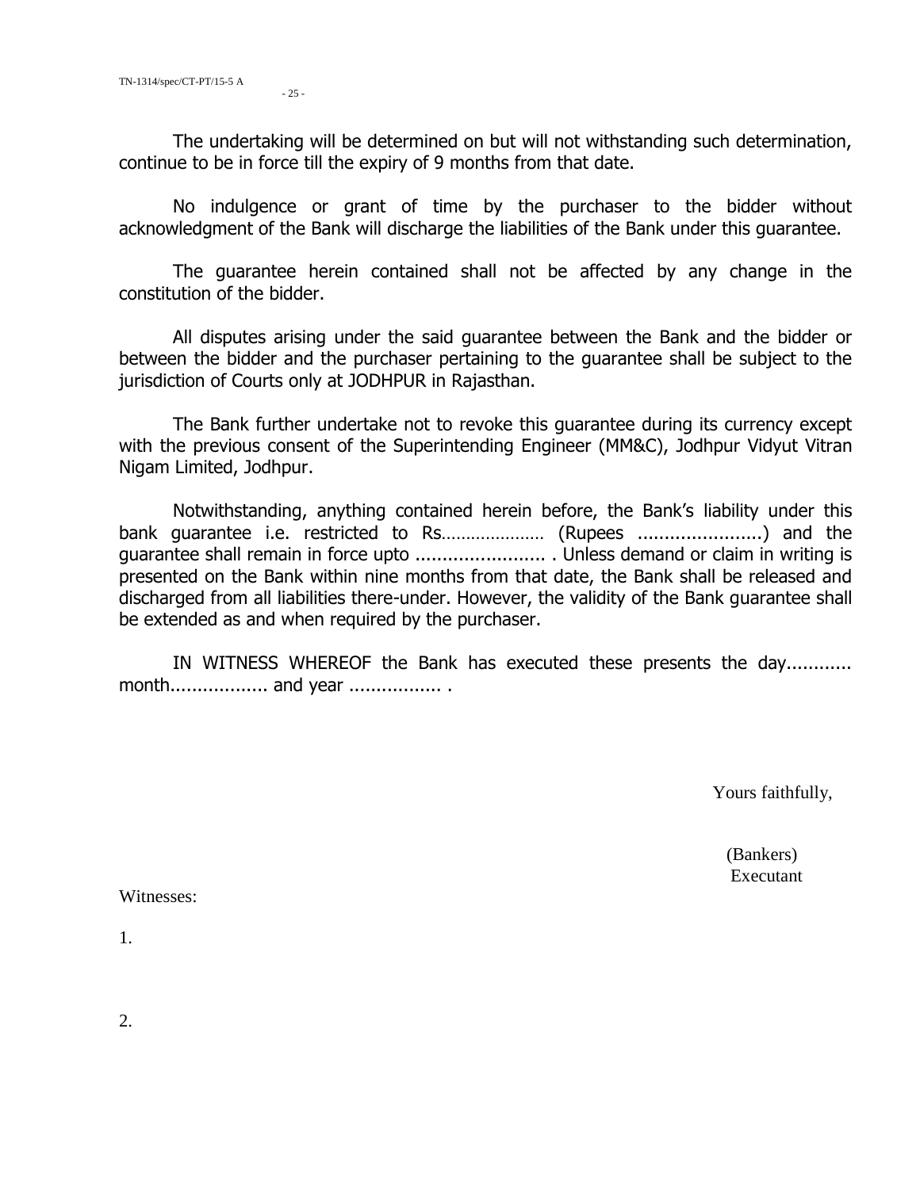The undertaking will be determined on but will not withstanding such determination, continue to be in force till the expiry of 9 months from that date.

No indulgence or grant of time by the purchaser to the bidder without acknowledgment of the Bank will discharge the liabilities of the Bank under this guarantee.

The guarantee herein contained shall not be affected by any change in the constitution of the bidder.

All disputes arising under the said guarantee between the Bank and the bidder or between the bidder and the purchaser pertaining to the guarantee shall be subject to the jurisdiction of Courts only at JODHPUR in Rajasthan.

The Bank further undertake not to revoke this guarantee during its currency except with the previous consent of the Superintending Engineer (MM&C), Jodhpur Vidyut Vitran Nigam Limited, Jodhpur.

Notwithstanding, anything contained herein before, the Bank's liability under this bank guarantee i.e. restricted to Rs………………… (Rupees ......................) and the guarantee shall remain in force upto ........................ . Unless demand or claim in writing is presented on the Bank within nine months from that date, the Bank shall be released and discharged from all liabilities there-under. However, the validity of the Bank guarantee shall be extended as and when required by the purchaser.

IN WITNESS WHEREOF the Bank has executed these presents the day............ month.................. and year ................. .

Yours faithfully,

(Bankers)
Executant

Witnesses:

1.

2.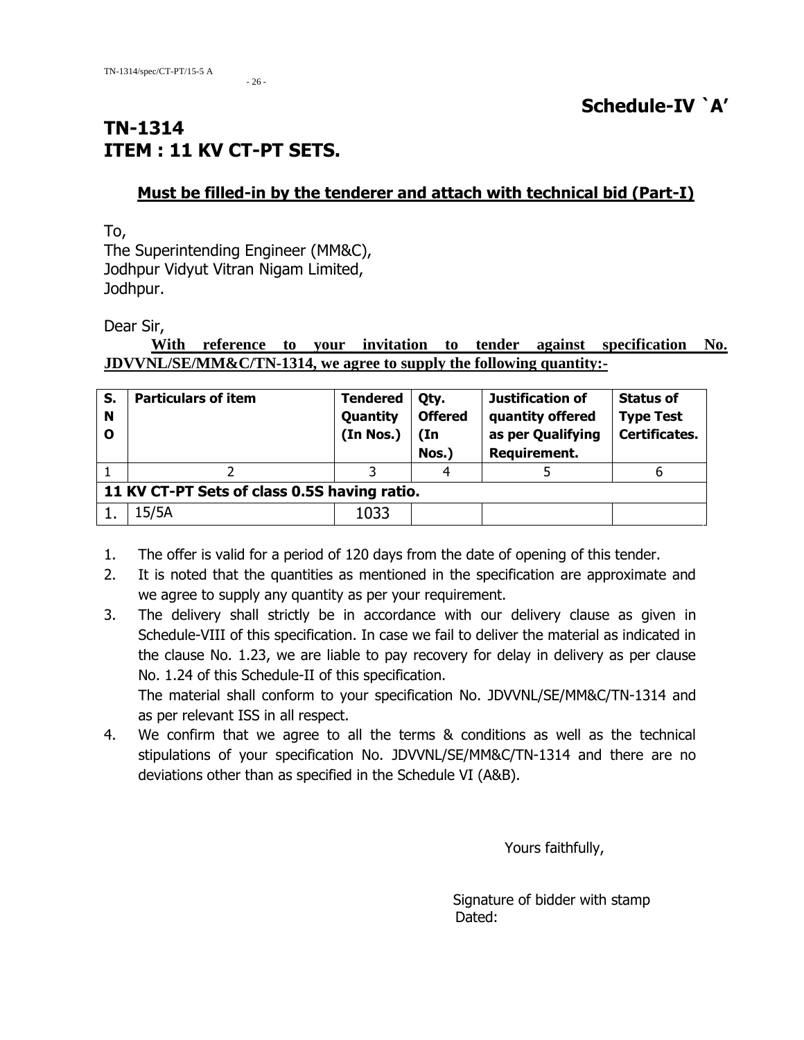# Schedule-IV `A'

# TN-1314
# ITEM : 11 KV CT-PT SETS.

**Must be filled-in by the tenderer and attach with technical bid (Part-I)**

To,
The Superintending Engineer (MM&C),
Jodhpur Vidyut Vitran Nigam Limited,
Jodhpur.

Dear Sir,

**With reference to your invitation to tender against specification No. JDVVNL/SE/MM&C/TN-1314, we agree to supply the following quantity:-**

| S. NO | Particulars of item | Tendered Quantity (In Nos.) | Qty. Offered (In Nos.) | Justification of quantity offered as per Qualifying Requirement. | Status of Type Test Certificates. |
|---|---|---|---|---|---|
| 1 | 2 | 3 | 4 | 5 | 6 |
| **11 KV CT-PT Sets of class 0.5S having ratio.** | | | | | |
| 1. | 15/5A | 1033 | | | |

1. The offer is valid for a period of 120 days from the date of opening of this tender.
2. It is noted that the quantities as mentioned in the specification are approximate and we agree to supply any quantity as per your requirement.
3. The delivery shall strictly be in accordance with our delivery clause as given in Schedule-VIII of this specification. In case we fail to deliver the material as indicated in the clause No. 1.23, we are liable to pay recovery for delay in delivery as per clause No. 1.24 of this Schedule-II of this specification.
   The material shall conform to your specification No. JDVVNL/SE/MM&C/TN-1314 and as per relevant ISS in all respect.
4. We confirm that we agree to all the terms & conditions as well as the technical stipulations of your specification No. JDVVNL/SE/MM&C/TN-1314 and there are no deviations other than as specified in the Schedule VI (A&B).

Yours faithfully,

Signature of bidder with stamp
Dated: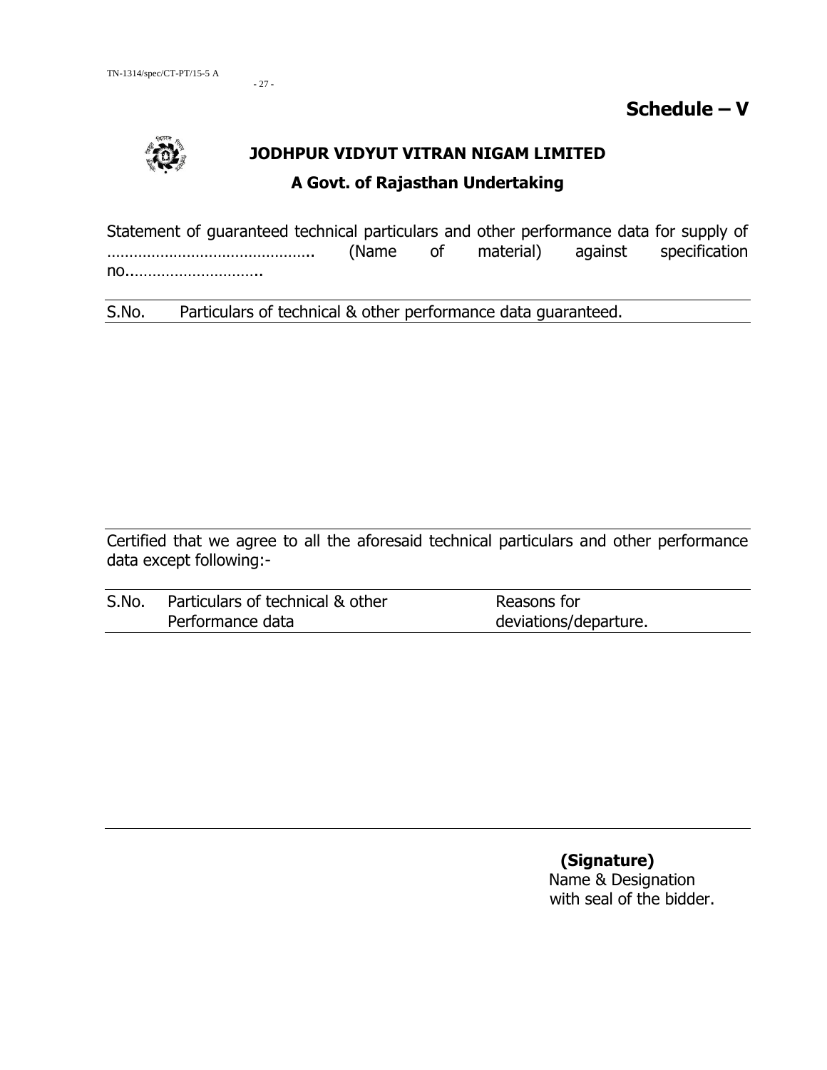## Schedule – V

**JODHPUR VIDYUT VITRAN NIGAM LIMITED**

**A Govt. of Rajasthan Undertaking**

Statement of guaranteed technical particulars and other performance data for supply of ……………………………………….. (Name of material) against specification no..………………………..

| S.No. | Particulars of technical & other performance data guaranteed. |
|---|---|
| | |

Certified that we agree to all the aforesaid technical particulars and other performance data except following:-

| S.No. | Particulars of technical & other Performance data | Reasons for deviations/departure. |
|---|---|---|
| | | |

**(Signature)**
Name & Designation
with seal of the bidder.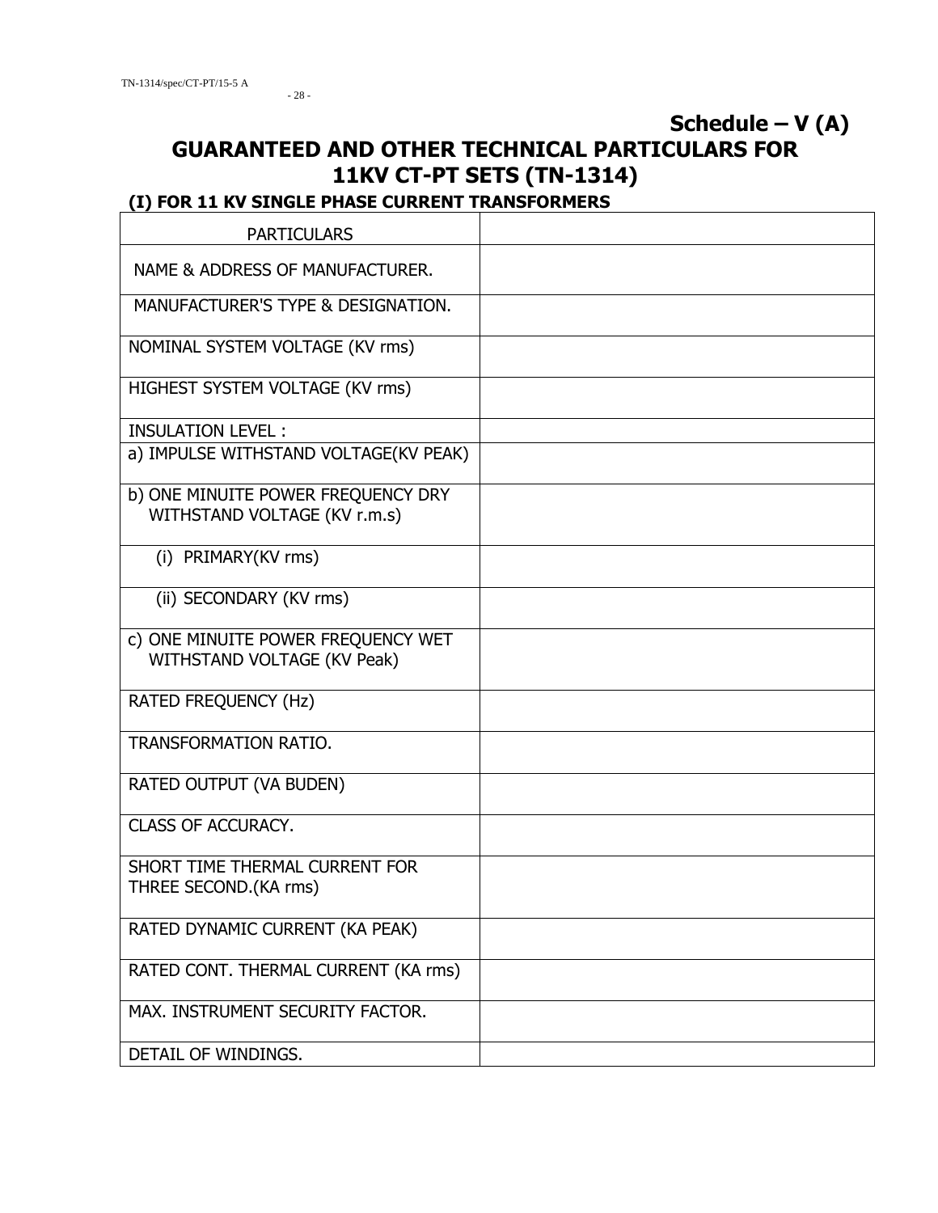**Schedule – V (A)**

# GUARANTEED AND OTHER TECHNICAL PARTICULARS FOR 11KV CT-PT SETS (TN-1314)

## (I) FOR 11 KV SINGLE PHASE CURRENT TRANSFORMERS

| PARTICULARS | |
|---|---|
| NAME & ADDRESS OF MANUFACTURER. | |
| MANUFACTURER'S TYPE & DESIGNATION. | |
| NOMINAL SYSTEM VOLTAGE (KV rms) | |
| HIGHEST SYSTEM VOLTAGE (KV rms) | |
| INSULATION LEVEL : | |
| a) IMPULSE WITHSTAND VOLTAGE(KV PEAK) | |
| b) ONE MINUITE POWER FREQUENCY DRY WITHSTAND VOLTAGE (KV r.m.s) | |
| (i) PRIMARY(KV rms) | |
| (ii) SECONDARY (KV rms) | |
| c) ONE MINUITE POWER FREQUENCY WET WITHSTAND VOLTAGE (KV Peak) | |
| RATED FREQUENCY (Hz) | |
| TRANSFORMATION RATIO. | |
| RATED OUTPUT (VA BUDEN) | |
| CLASS OF ACCURACY. | |
| SHORT TIME THERMAL CURRENT FOR THREE SECOND.(KA rms) | |
| RATED DYNAMIC CURRENT (KA PEAK) | |
| RATED CONT. THERMAL CURRENT (KA rms) | |
| MAX. INSTRUMENT SECURITY FACTOR. | |
| DETAIL OF WINDINGS. | |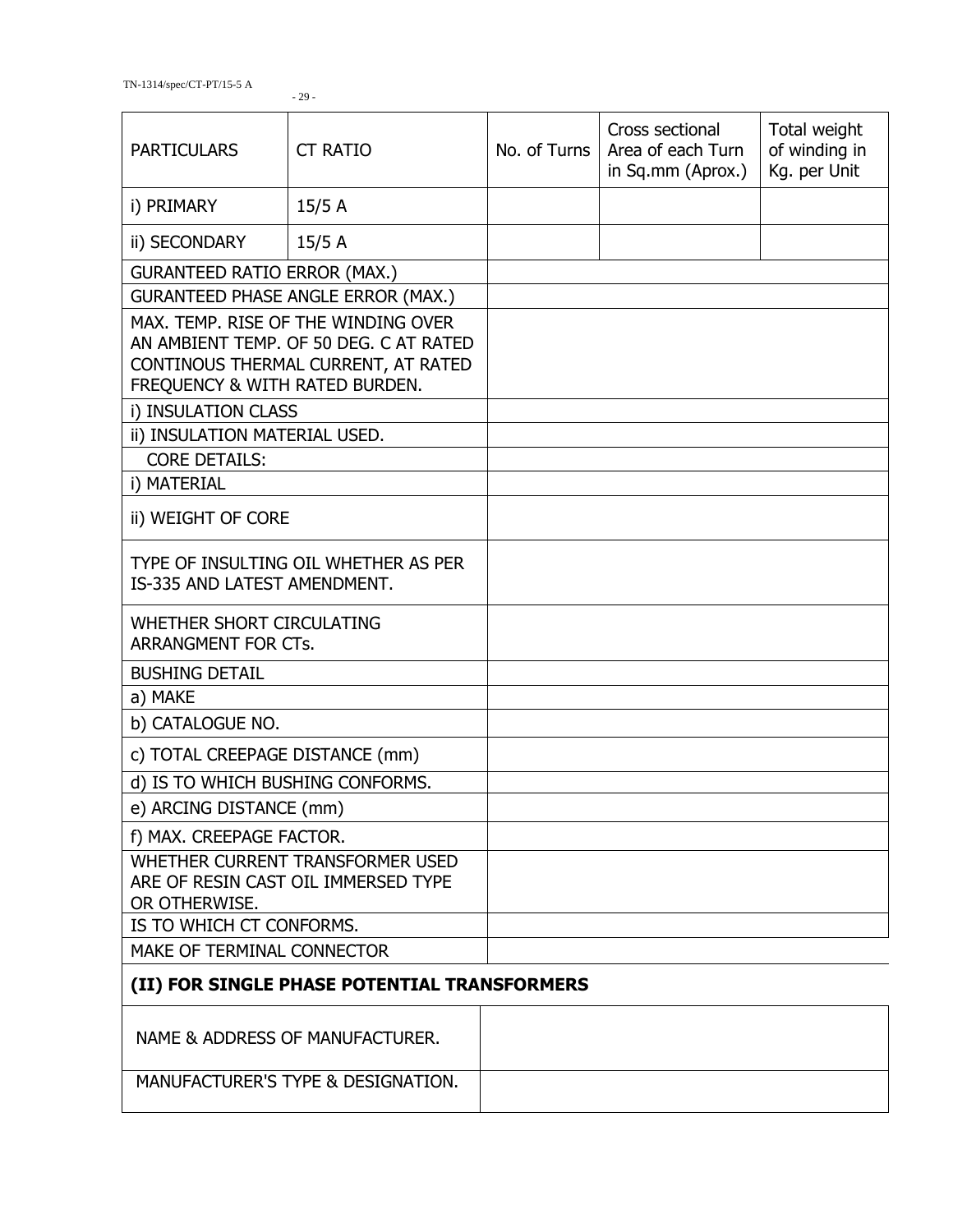| PARTICULARS | CT RATIO | No. of Turns | Cross sectional Area of each Turn in Sq.mm (Aprox.) | Total weight of winding in Kg. per Unit |
|---|---|---|---|---|
| i) PRIMARY | 15/5 A | | | |
| ii) SECONDARY | 15/5 A | | | |
| GURANTEED RATIO ERROR (MAX.) | | | | |
| GURANTEED PHASE ANGLE ERROR (MAX.) | | | | |
| MAX. TEMP. RISE OF THE WINDING OVER AN AMBIENT TEMP. OF 50 DEG. C AT RATED CONTINOUS THERMAL CURRENT, AT RATED FREQUENCY & WITH RATED BURDEN. | | | | |
| i) INSULATION CLASS | | | | |
| ii) INSULATION MATERIAL USED. | | | | |
| CORE DETAILS: | | | | |
| i) MATERIAL | | | | |
| ii) WEIGHT OF CORE | | | | |
| TYPE OF INSULTING OIL WHETHER AS PER IS-335 AND LATEST AMENDMENT. | | | | |
| WHETHER SHORT CIRCULATING ARRANGMENT FOR CTs. | | | | |
| BUSHING DETAIL | | | | |
| a) MAKE | | | | |
| b) CATALOGUE NO. | | | | |
| c) TOTAL CREEPAGE DISTANCE (mm) | | | | |
| d) IS TO WHICH BUSHING CONFORMS. | | | | |
| e) ARCING DISTANCE (mm) | | | | |
| f) MAX. CREEPAGE FACTOR. | | | | |
| WHETHER CURRENT TRANSFORMER USED ARE OF RESIN CAST OIL IMMERSED TYPE OR OTHERWISE. | | | | |
| IS TO WHICH CT CONFORMS. | | | | |
| MAKE OF TERMINAL CONNECTOR | | | | |

**(II) FOR SINGLE PHASE POTENTIAL TRANSFORMERS**

| | |
|---|---|
| NAME & ADDRESS OF MANUFACTURER. | |
| MANUFACTURER'S TYPE & DESIGNATION. | |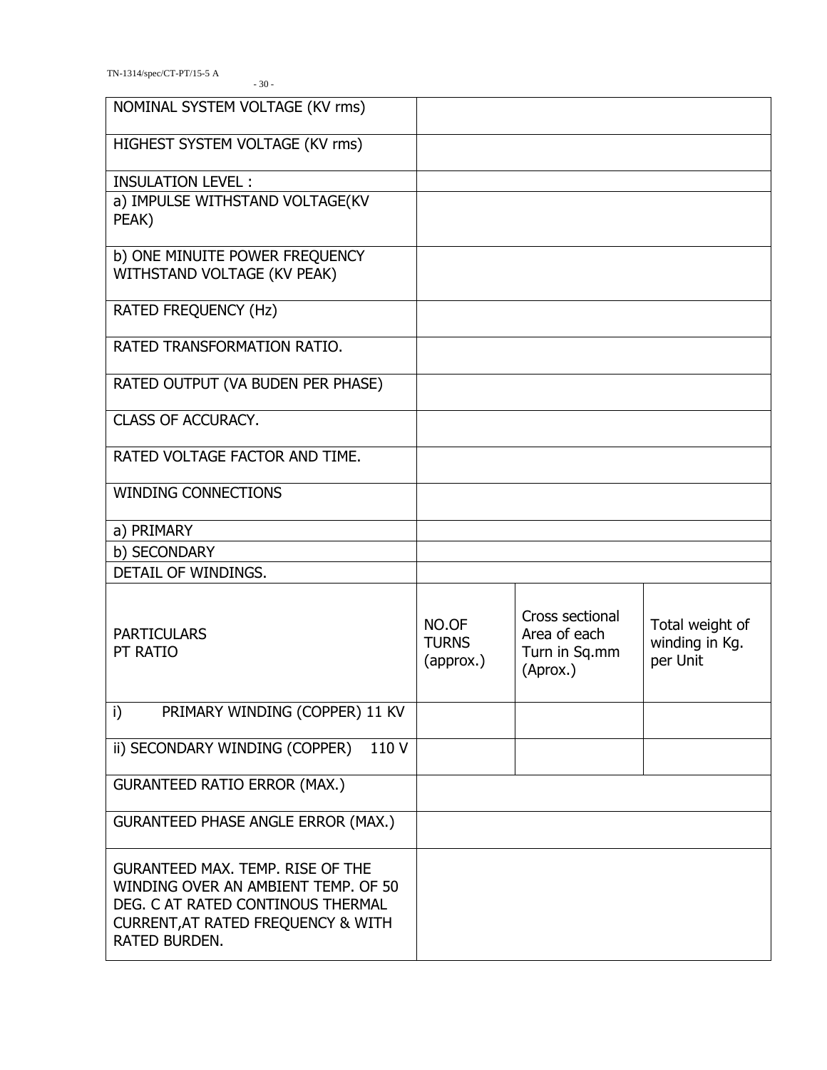| NOMINAL SYSTEM VOLTAGE (KV rms) | | | |
|---|---|---|---|
| HIGHEST SYSTEM VOLTAGE (KV rms) | | | |
| INSULATION LEVEL : | | | |
| a) IMPULSE WITHSTAND VOLTAGE(KV PEAK) | | | |
| b) ONE MINUITE POWER FREQUENCY WITHSTAND VOLTAGE (KV PEAK) | | | |
| RATED FREQUENCY (Hz) | | | |
| RATED TRANSFORMATION RATIO. | | | |
| RATED OUTPUT (VA BUDEN PER PHASE) | | | |
| CLASS OF ACCURACY. | | | |
| RATED VOLTAGE FACTOR AND TIME. | | | |
| WINDING CONNECTIONS | | | |
| a) PRIMARY | | | |
| b) SECONDARY | | | |
| DETAIL OF WINDINGS. | | | |
| PARTICULARS<br>PT RATIO | NO.OF TURNS (approx.) | Cross sectional Area of each Turn in Sq.mm (Aprox.) | Total weight of winding in Kg. per Unit |
| i) PRIMARY WINDING (COPPER) 11 KV | | | |
| ii) SECONDARY WINDING (COPPER) 110 V | | | |
| GURANTEED RATIO ERROR (MAX.) | | | |
| GURANTEED PHASE ANGLE ERROR (MAX.) | | | |
| GURANTEED MAX. TEMP. RISE OF THE WINDING OVER AN AMBIENT TEMP. OF 50 DEG. C AT RATED CONTINOUS THERMAL CURRENT,AT RATED FREQUENCY & WITH RATED BURDEN. | | | |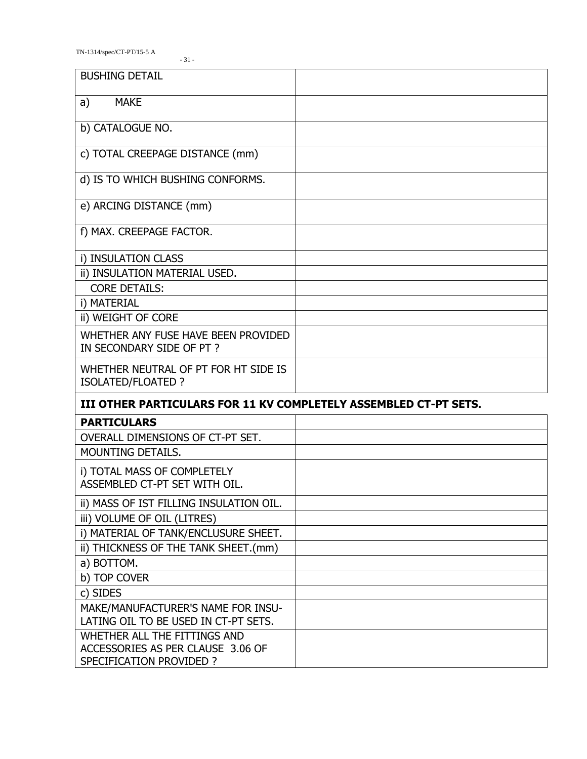| BUSHING DETAIL | |
|---|---|
| a) MAKE | |
| b) CATALOGUE NO. | |
| c) TOTAL CREEPAGE DISTANCE (mm) | |
| d) IS TO WHICH BUSHING CONFORMS. | |
| e) ARCING DISTANCE (mm) | |
| f) MAX. CREEPAGE FACTOR. | |
| i) INSULATION CLASS | |
| ii) INSULATION MATERIAL USED. | |
| CORE DETAILS: | |
| i) MATERIAL | |
| ii) WEIGHT OF CORE | |
| WHETHER ANY FUSE HAVE BEEN PROVIDED IN SECONDARY SIDE OF PT ? | |
| WHETHER NEUTRAL OF PT FOR HT SIDE IS ISOLATED/FLOATED ? | |

**III OTHER PARTICULARS FOR 11 KV COMPLETELY ASSEMBLED CT-PT SETS.**

| **PARTICULARS** | |
|---|---|
| OVERALL DIMENSIONS OF CT-PT SET. | |
| MOUNTING DETAILS. | |
| i) TOTAL MASS OF COMPLETELY ASSEMBLED CT-PT SET WITH OIL. | |
| ii) MASS OF IST FILLING INSULATION OIL. | |
| iii) VOLUME OF OIL (LITRES) | |
| i) MATERIAL OF TANK/ENCLUSURE SHEET. | |
| ii) THICKNESS OF THE TANK SHEET.(mm) | |
| a) BOTTOM. | |
| b) TOP COVER | |
| c) SIDES | |
| MAKE/MANUFACTURER'S NAME FOR INSULATING OIL TO BE USED IN CT-PT SETS. | |
| WHETHER ALL THE FITTINGS AND ACCESSORIES AS PER CLAUSE 3.06 OF SPECIFICATION PROVIDED ? | |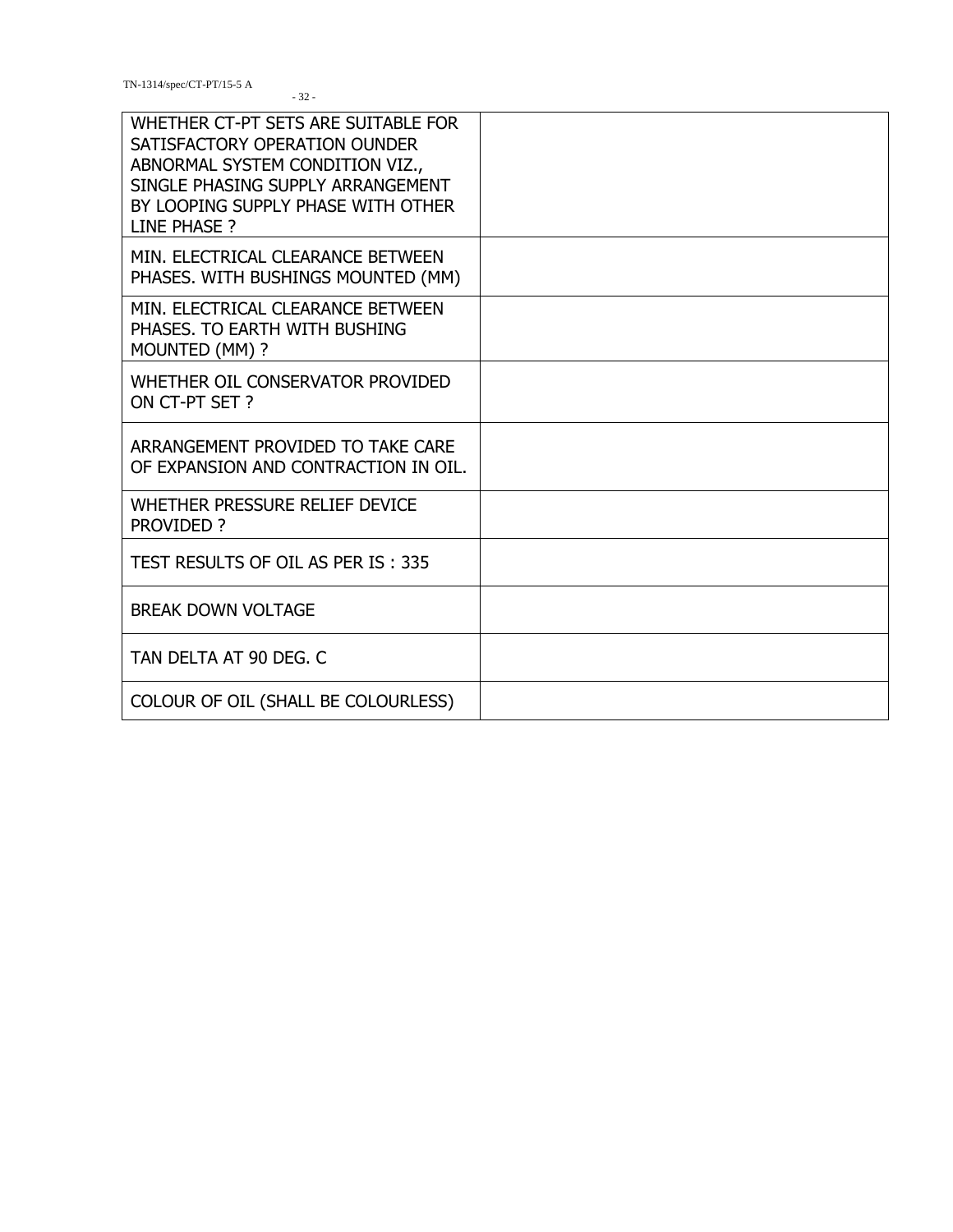| WHETHER CT-PT SETS ARE SUITABLE FOR SATISFACTORY OPERATION OUNDER ABNORMAL SYSTEM CONDITION VIZ., SINGLE PHASING SUPPLY ARRANGEMENT BY LOOPING SUPPLY PHASE WITH OTHER LINE PHASE ? | |
|---|---|
| MIN. ELECTRICAL CLEARANCE BETWEEN PHASES. WITH BUSHINGS MOUNTED (MM) | |
| MIN. ELECTRICAL CLEARANCE BETWEEN PHASES. TO EARTH WITH BUSHING MOUNTED (MM) ? | |
| WHETHER OIL CONSERVATOR PROVIDED ON CT-PT SET ? | |
| ARRANGEMENT PROVIDED TO TAKE CARE OF EXPANSION AND CONTRACTION IN OIL. | |
| WHETHER PRESSURE RELIEF DEVICE PROVIDED ? | |
| TEST RESULTS OF OIL AS PER IS : 335 | |
| BREAK DOWN VOLTAGE | |
| TAN DELTA AT 90 DEG. C | |
| COLOUR OF OIL (SHALL BE COLOURLESS) | |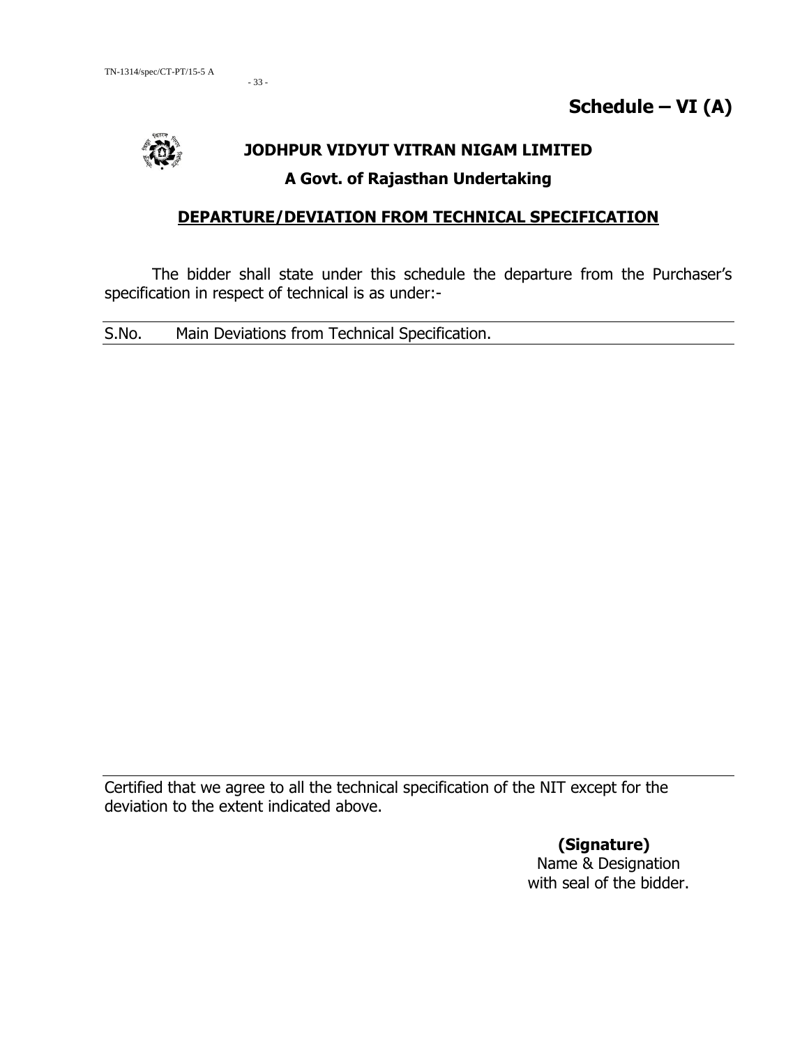# Schedule – VI (A)

**JODHPUR VIDYUT VITRAN NIGAM LIMITED**

**A Govt. of Rajasthan Undertaking**

## DEPARTURE/DEVIATION FROM TECHNICAL SPECIFICATION

The bidder shall state under this schedule the departure from the Purchaser's specification in respect of technical is as under:-

| S.No. | Main Deviations from Technical Specification. |
|---|---|
| | |

Certified that we agree to all the technical specification of the NIT except for the deviation to the extent indicated above.

**(Signature)**
Name & Designation
with seal of the bidder.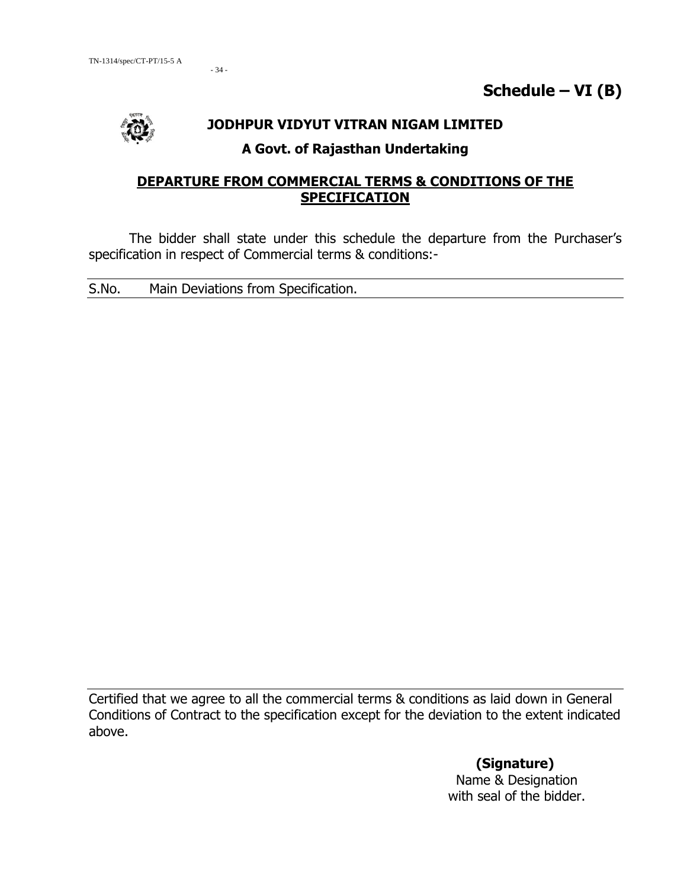# Schedule – VI (B)

## JODHPUR VIDYUT VITRAN NIGAM LIMITED

### A Govt. of Rajasthan Undertaking

**DEPARTURE FROM COMMERCIAL TERMS & CONDITIONS OF THE SPECIFICATION**

The bidder shall state under this schedule the departure from the Purchaser's specification in respect of Commercial terms & conditions:-

| S.No. | Main Deviations from Specification. |
| --- | --- |

Certified that we agree to all the commercial terms & conditions as laid down in General Conditions of Contract to the specification except for the deviation to the extent indicated above.

**(Signature)**
Name & Designation
with seal of the bidder.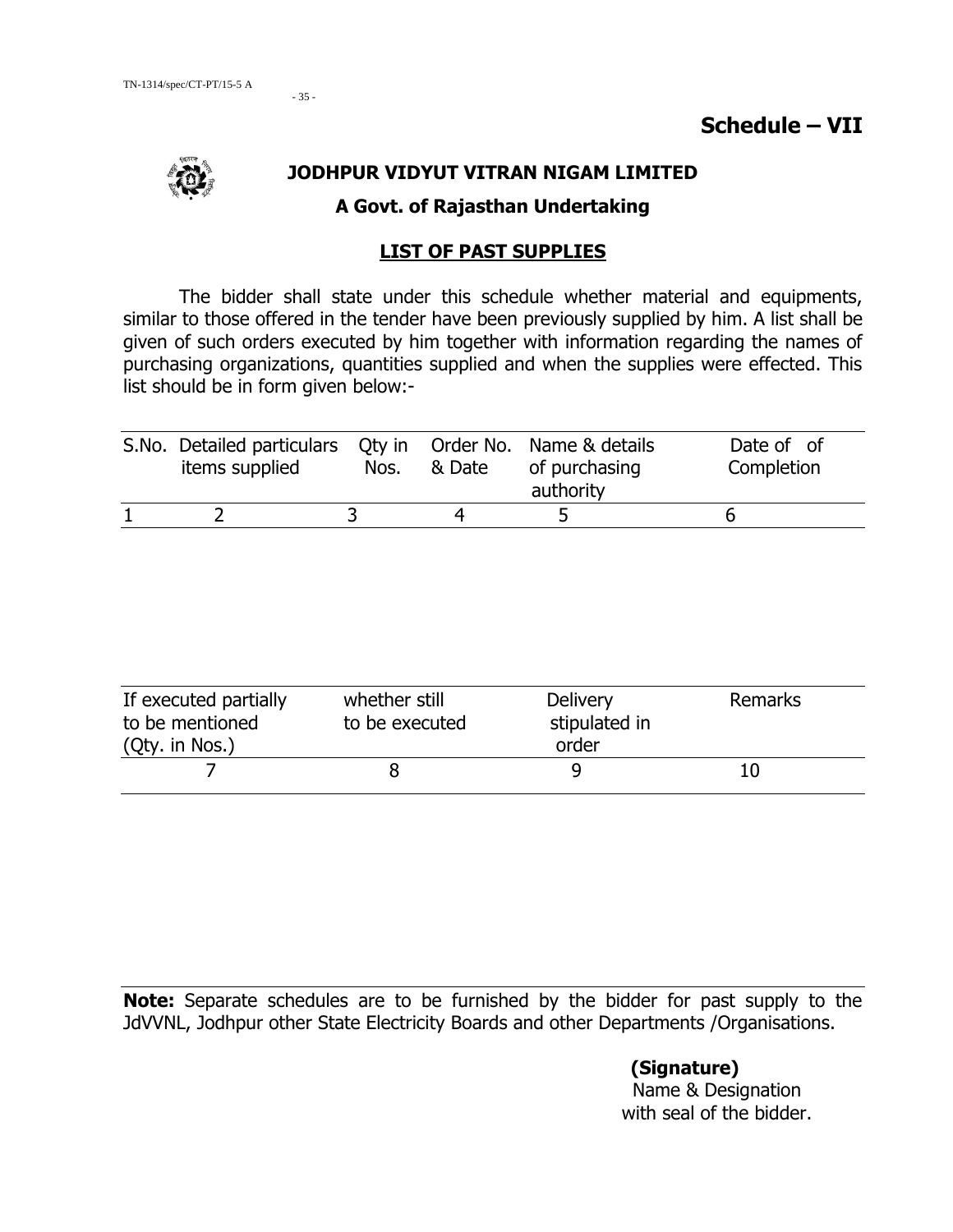# Schedule – VII

## JODHPUR VIDYUT VITRAN NIGAM LIMITED

### A Govt. of Rajasthan Undertaking

### LIST OF PAST SUPPLIES

The bidder shall state under this schedule whether material and equipments, similar to those offered in the tender have been previously supplied by him. A list shall be given of such orders executed by him together with information regarding the names of purchasing organizations, quantities supplied and when the supplies were effected. This list should be in form given below:-

| S.No. | Detailed particulars items supplied | Qty in Nos. | Order No. & Date | Name & details of purchasing authority | Date of of Completion |
|---|---|---|---|---|---|
| 1 | 2 | 3 | 4 | 5 | 6 |

| If executed partially to be mentioned (Qty. in Nos.) | whether still to be executed | Delivery stipulated in order | Remarks |
|---|---|---|---|
| 7 | 8 | 9 | 10 |

**Note:** Separate schedules are to be furnished by the bidder for past supply to the JdVVNL, Jodhpur other State Electricity Boards and other Departments /Organisations.

**(Signature)**
Name & Designation
with seal of the bidder.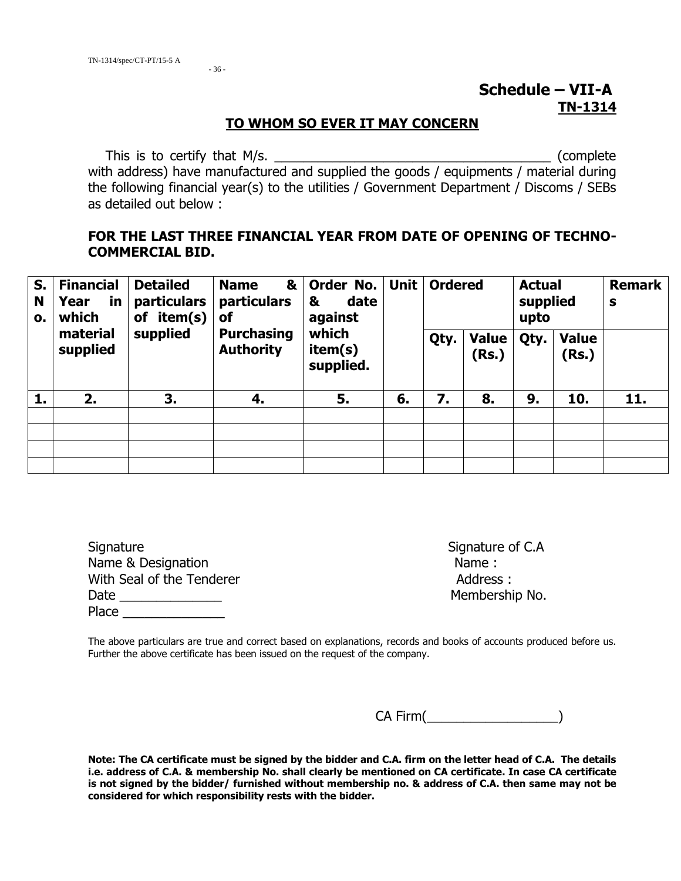# Schedule – VII-A

**TN-1314**

## TO WHOM SO EVER IT MAY CONCERN

This is to certify that M/s. ______________________________________ (complete with address) have manufactured and supplied the goods / equipments / material during the following financial year(s) to the utilities / Government Department / Discoms / SEBs as detailed out below :

**FOR THE LAST THREE FINANCIAL YEAR FROM DATE OF OPENING OF TECHNO-COMMERCIAL BID.**

| S. No. | Financial Year in which material supplied | Detailed particulars of item(s) supplied | Name & particulars of Purchasing Authority | Order No. & date against which item(s) supplied. | Unit | Ordered | | Actual supplied upto | | Remarks |
|---|---|---|---|---|---|---|---|---|---|---|
| | | | | | | Qty. | Value (Rs.) | Qty. | Value (Rs.) | |
| 1. | 2. | 3. | 4. | 5. | 6. | 7. | 8. | 9. | 10. | 11. |
| | | | | | | | | | | |
| | | | | | | | | | | |
| | | | | | | | | | | |
| | | | | | | | | | | |

Signature
Name & Designation
With Seal of the Tenderer
Date ______________
Place ______________

Signature of C.A
Name :
Address :
Membership No.

The above particulars are true and correct based on explanations, records and books of accounts produced before us. Further the above certificate has been issued on the request of the company.

CA Firm(__________________)

**Note: The CA certificate must be signed by the bidder and C.A. firm on the letter head of C.A. The details i.e. address of C.A. & membership No. shall clearly be mentioned on CA certificate. In case CA certificate is not signed by the bidder/ furnished without membership no. & address of C.A. then same may not be considered for which responsibility rests with the bidder.**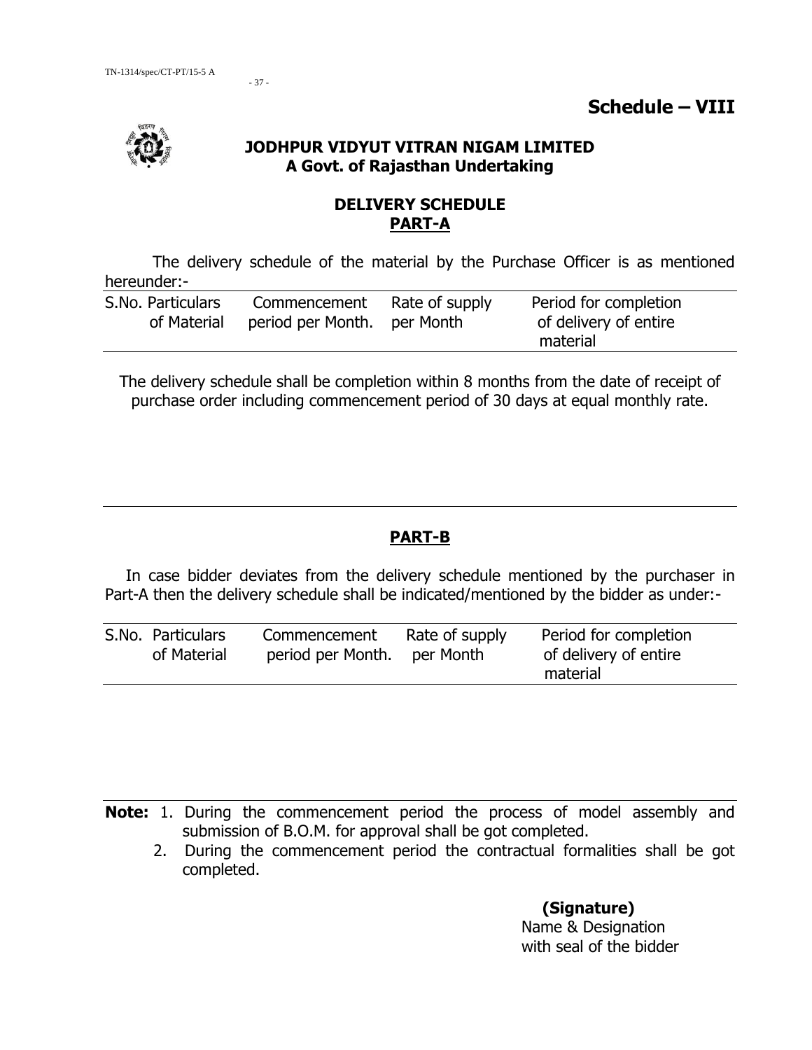# Schedule – VIII

**JODHPUR VIDYUT VITRAN NIGAM LIMITED**
**A Govt. of Rajasthan Undertaking**

## DELIVERY SCHEDULE

### PART-A

The delivery schedule of the material by the Purchase Officer is as mentioned hereunder:-

| S.No. | Particulars of Material | Commencement period per Month. | Rate of supply per Month | Period for completion of delivery of entire material |
|---|---|---|---|---|

The delivery schedule shall be completion within 8 months from the date of receipt of purchase order including commencement period of 30 days at equal monthly rate.

### PART-B

In case bidder deviates from the delivery schedule mentioned by the purchaser in Part-A then the delivery schedule shall be indicated/mentioned by the bidder as under:-

| S.No. | Particulars of Material | Commencement period per Month. | Rate of supply per Month | Period for completion of delivery of entire material |
|---|---|---|---|---|

**Note:**
1. During the commencement period the process of model assembly and submission of B.O.M. for approval shall be got completed.
2. During the commencement period the contractual formalities shall be got completed.

**(Signature)**
Name & Designation
with seal of the bidder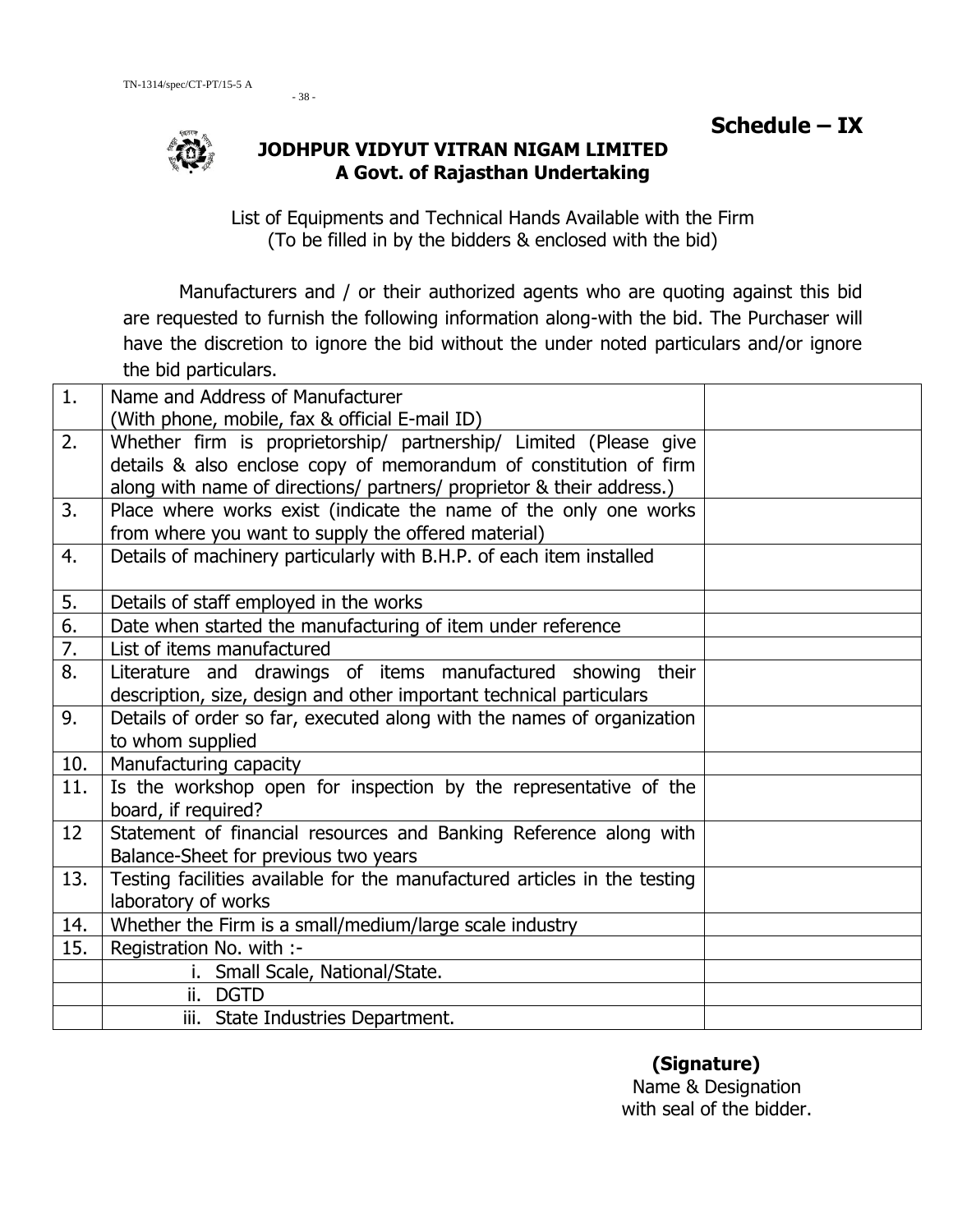**Schedule – IX**

**JODHPUR VIDYUT VITRAN NIGAM LIMITED**
**A Govt. of Rajasthan Undertaking**

List of Equipments and Technical Hands Available with the Firm
(To be filled in by the bidders & enclosed with the bid)

Manufacturers and / or their authorized agents who are quoting against this bid are requested to furnish the following information along-with the bid. The Purchaser will have the discretion to ignore the bid without the under noted particulars and/or ignore the bid particulars.

| | | |
|---|---|---|
| 1. | Name and Address of Manufacturer (With phone, mobile, fax & official E-mail ID) | |
| 2. | Whether firm is proprietorship/ partnership/ Limited (Please give details & also enclose copy of memorandum of constitution of firm along with name of directions/ partners/ proprietor & their address.) | |
| 3. | Place where works exist (indicate the name of the only one works from where you want to supply the offered material) | |
| 4. | Details of machinery particularly with B.H.P. of each item installed | |
| 5. | Details of staff employed in the works | |
| 6. | Date when started the manufacturing of item under reference | |
| 7. | List of items manufactured | |
| 8. | Literature and drawings of items manufactured showing their description, size, design and other important technical particulars | |
| 9. | Details of order so far, executed along with the names of organization to whom supplied | |
| 10. | Manufacturing capacity | |
| 11. | Is the workshop open for inspection by the representative of the board, if required? | |
| 12 | Statement of financial resources and Banking Reference along with Balance-Sheet for previous two years | |
| 13. | Testing facilities available for the manufactured articles in the testing laboratory of works | |
| 14. | Whether the Firm is a small/medium/large scale industry | |
| 15. | Registration No. with :- | |
| | i. Small Scale, National/State. | |
| | ii. DGTD | |
| | iii. State Industries Department. | |

**(Signature)**
Name & Designation
with seal of the bidder.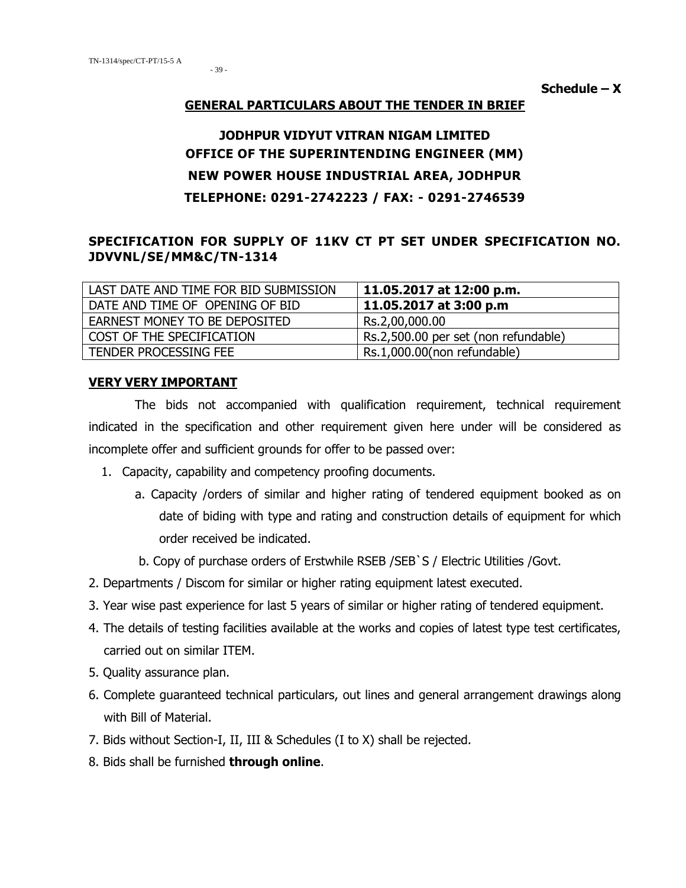**Schedule – X**

## GENERAL PARTICULARS ABOUT THE TENDER IN BRIEF

## JODHPUR VIDYUT VITRAN NIGAM LIMITED
## OFFICE OF THE SUPERINTENDING ENGINEER (MM)
## NEW POWER HOUSE INDUSTRIAL AREA, JODHPUR
## TELEPHONE: 0291-2742223 / FAX: - 0291-2746539

### SPECIFICATION FOR SUPPLY OF 11KV CT PT SET UNDER SPECIFICATION NO. JDVVNL/SE/MM&C/TN-1314

| LAST DATE AND TIME FOR BID SUBMISSION | **11.05.2017 at 12:00 p.m.** |
|---|---|
| DATE AND TIME OF OPENING OF BID | **11.05.2017 at 3:00 p.m** |
| EARNEST MONEY TO BE DEPOSITED | Rs.2,00,000.00 |
| COST OF THE SPECIFICATION | Rs.2,500.00 per set (non refundable) |
| TENDER PROCESSING FEE | Rs.1,000.00(non refundable) |

**VERY VERY IMPORTANT**

The bids not accompanied with qualification requirement, technical requirement indicated in the specification and other requirement given here under will be considered as incomplete offer and sufficient grounds for offer to be passed over:

1. Capacity, capability and competency proofing documents.
   a. Capacity /orders of similar and higher rating of tendered equipment booked as on date of biding with type and rating and construction details of equipment for which order received be indicated.
   b. Copy of purchase orders of Erstwhile RSEB /SEB`S / Electric Utilities /Govt.
2. Departments / Discom for similar or higher rating equipment latest executed.
3. Year wise past experience for last 5 years of similar or higher rating of tendered equipment.
4. The details of testing facilities available at the works and copies of latest type test certificates, carried out on similar ITEM.
5. Quality assurance plan.
6. Complete guaranteed technical particulars, out lines and general arrangement drawings along with Bill of Material.
7. Bids without Section-I, II, III & Schedules (I to X) shall be rejected.
8. Bids shall be furnished **through online**.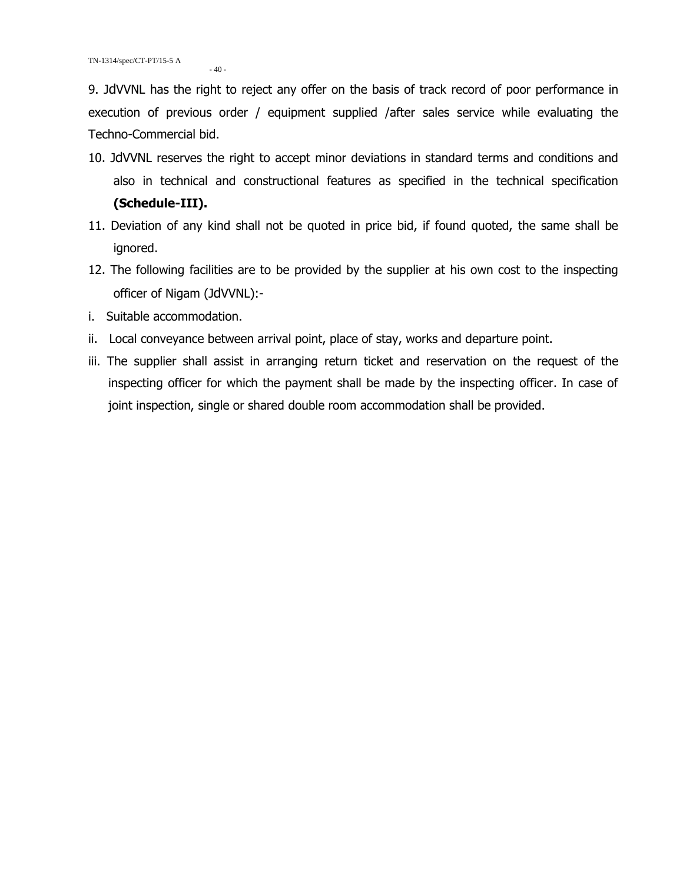9. JdVVNL has the right to reject any offer on the basis of track record of poor performance in execution of previous order / equipment supplied /after sales service while evaluating the Techno-Commercial bid.

10. JdVVNL reserves the right to accept minor deviations in standard terms and conditions and also in technical and constructional features as specified in the technical specification **(Schedule-III).**

11. Deviation of any kind shall not be quoted in price bid, if found quoted, the same shall be ignored.

12. The following facilities are to be provided by the supplier at his own cost to the inspecting officer of Nigam (JdVVNL):-

i. Suitable accommodation.

ii. Local conveyance between arrival point, place of stay, works and departure point.

iii. The supplier shall assist in arranging return ticket and reservation on the request of the inspecting officer for which the payment shall be made by the inspecting officer. In case of joint inspection, single or shared double room accommodation shall be provided.